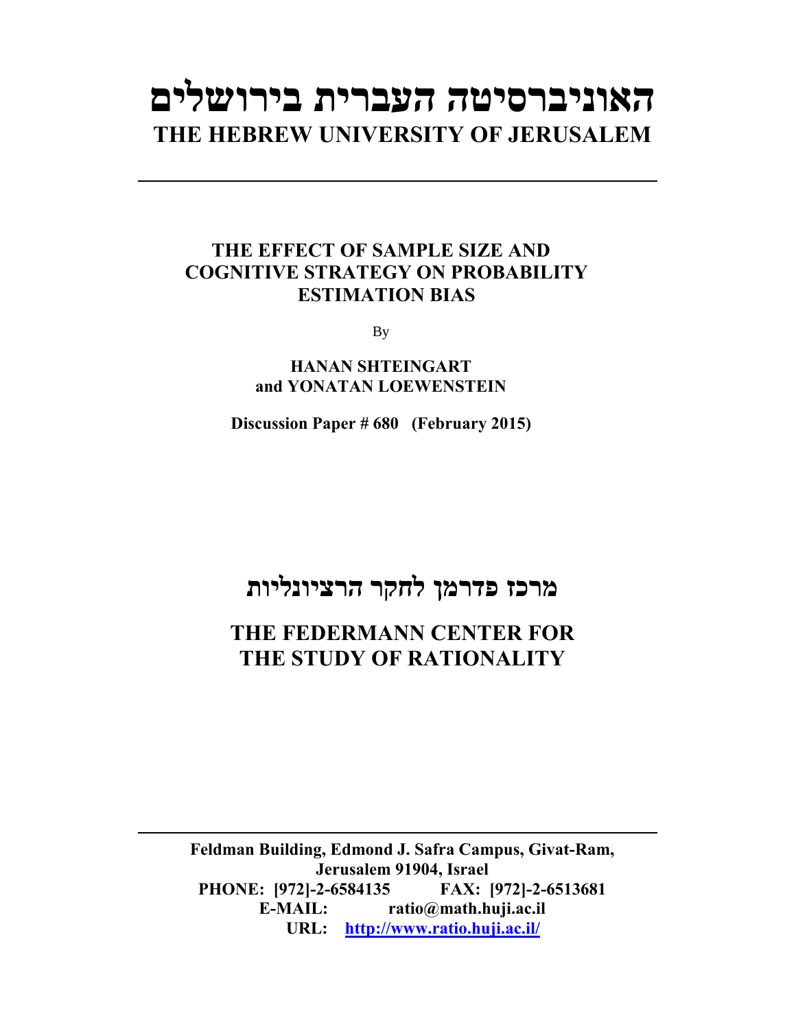# האוניברסיטה העברית בירושלים

# THE HEBREW UNIVERSITY OF JERUSALEM

---

## THE EFFECT OF SAMPLE SIZE AND COGNITIVE STRATEGY ON PROBABILITY ESTIMATION BIAS

By

**HANAN SHTEINGART and YONATAN LOEWENSTEIN**

**Discussion Paper # 680 (February 2015)**

## מרכז פדרמן לחקר הרציונליות

## THE FEDERMANN CENTER FOR THE STUDY OF RATIONALITY

---

**Feldman Building, Edmond J. Safra Campus, Givat-Ram, Jerusalem 91904, Israel**
**PHONE: [972]-2-6584135 FAX: [972]-2-6513681**
**E-MAIL: ratio@math.huji.ac.il**
**URL: http://www.ratio.huji.ac.il/**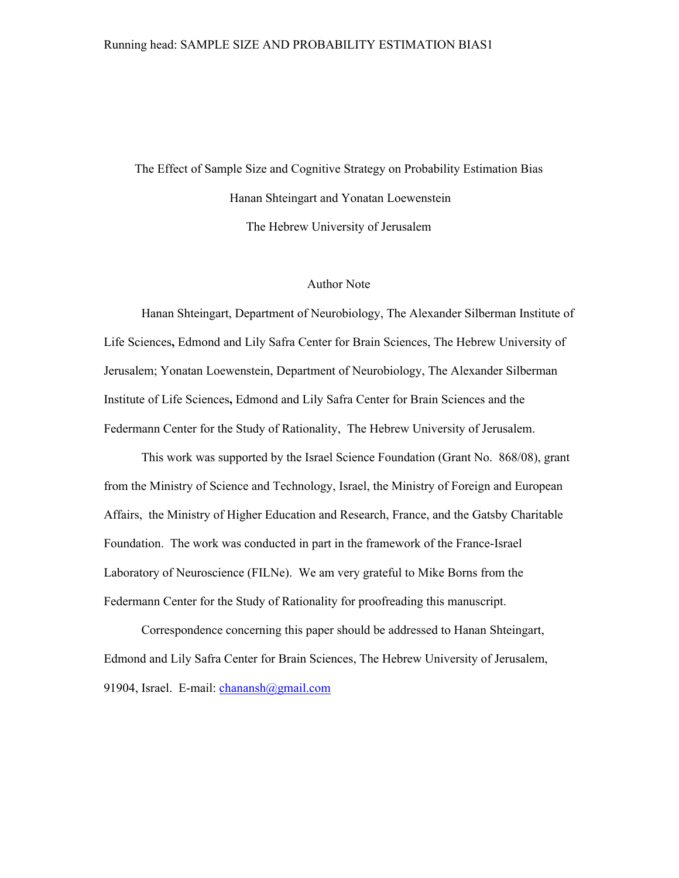The Effect of Sample Size and Cognitive Strategy on Probability Estimation Bias

Hanan Shteingart and Yonatan Loewenstein

The Hebrew University of Jerusalem

Author Note

Hanan Shteingart, Department of Neurobiology, The Alexander Silberman Institute of Life Sciences**,** Edmond and Lily Safra Center for Brain Sciences, The Hebrew University of Jerusalem; Yonatan Loewenstein, Department of Neurobiology, The Alexander Silberman Institute of Life Sciences**,** Edmond and Lily Safra Center for Brain Sciences and the Federmann Center for the Study of Rationality, The Hebrew University of Jerusalem.

This work was supported by the Israel Science Foundation (Grant No. 868/08), grant from the Ministry of Science and Technology, Israel, the Ministry of Foreign and European Affairs, the Ministry of Higher Education and Research, France, and the Gatsby Charitable Foundation. The work was conducted in part in the framework of the France-Israel Laboratory of Neuroscience (FILNe). We am very grateful to Mike Borns from the Federmann Center for the Study of Rationality for proofreading this manuscript.

Correspondence concerning this paper should be addressed to Hanan Shteingart, Edmond and Lily Safra Center for Brain Sciences, The Hebrew University of Jerusalem, 91904, Israel. E-mail: chanansh@gmail.com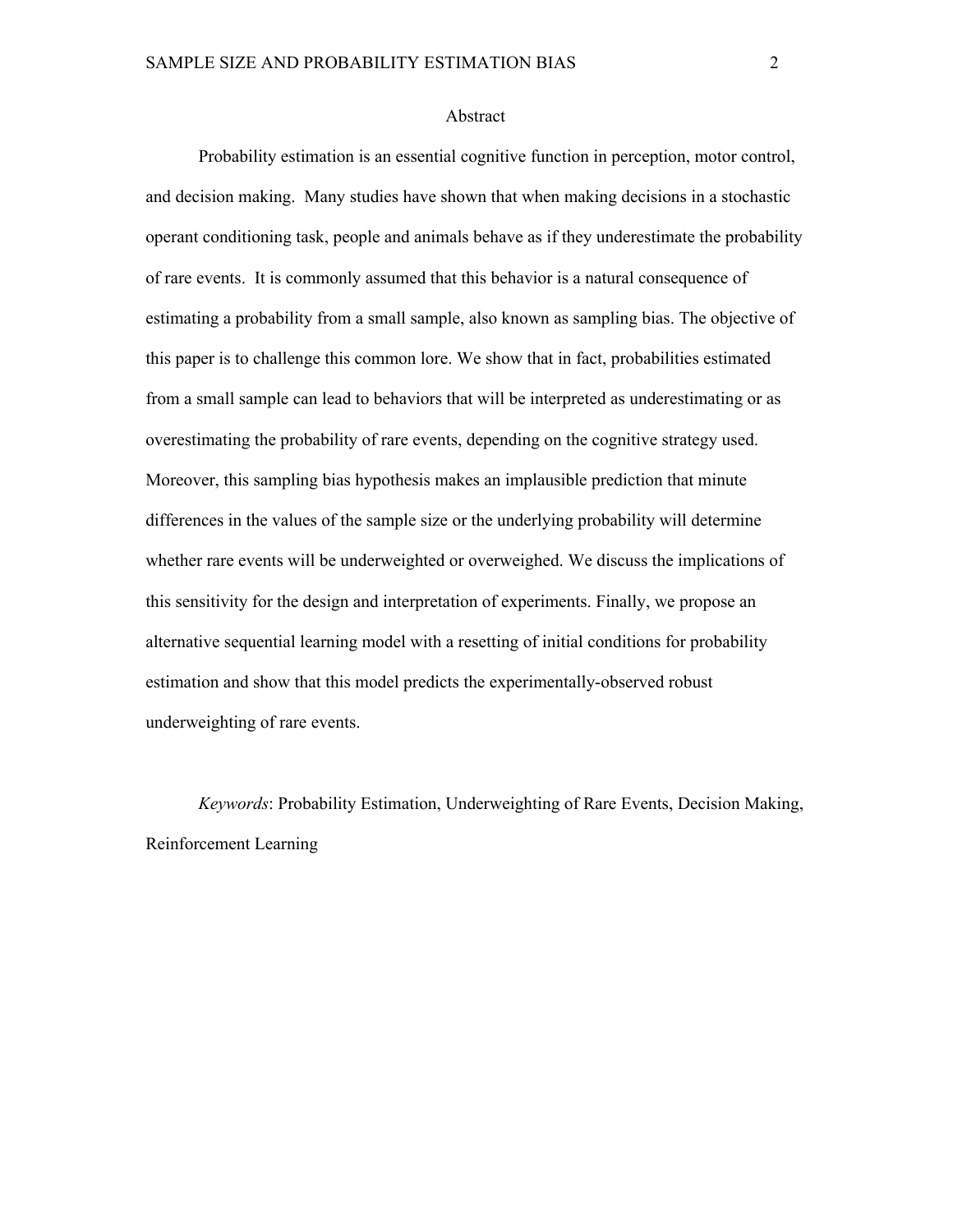## Abstract

Probability estimation is an essential cognitive function in perception, motor control, and decision making. Many studies have shown that when making decisions in a stochastic operant conditioning task, people and animals behave as if they underestimate the probability of rare events. It is commonly assumed that this behavior is a natural consequence of estimating a probability from a small sample, also known as sampling bias. The objective of this paper is to challenge this common lore. We show that in fact, probabilities estimated from a small sample can lead to behaviors that will be interpreted as underestimating or as overestimating the probability of rare events, depending on the cognitive strategy used. Moreover, this sampling bias hypothesis makes an implausible prediction that minute differences in the values of the sample size or the underlying probability will determine whether rare events will be underweighted or overweighed. We discuss the implications of this sensitivity for the design and interpretation of experiments. Finally, we propose an alternative sequential learning model with a resetting of initial conditions for probability estimation and show that this model predicts the experimentally-observed robust underweighting of rare events.

*Keywords*: Probability Estimation, Underweighting of Rare Events, Decision Making, Reinforcement Learning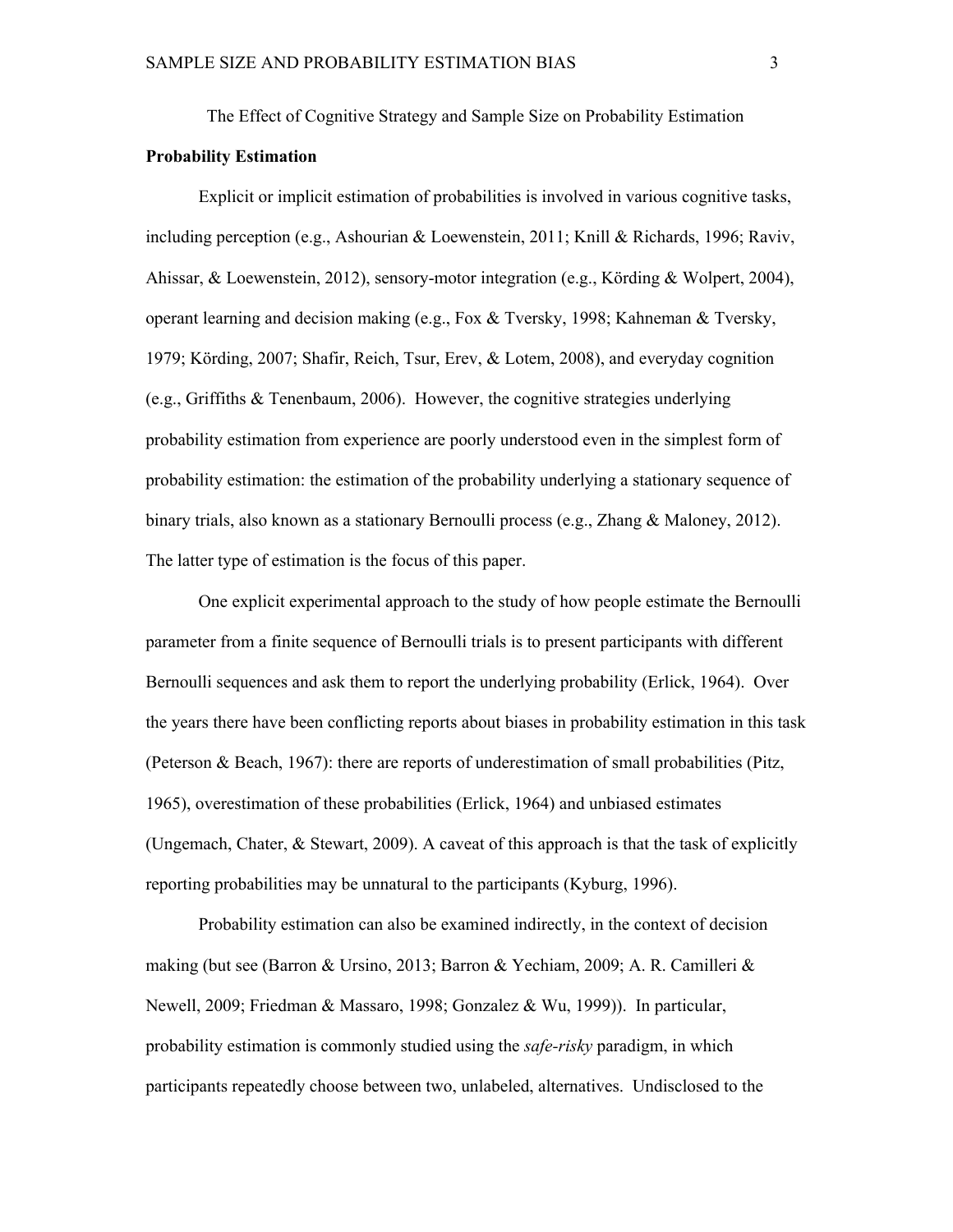The Effect of Cognitive Strategy and Sample Size on Probability Estimation

**Probability Estimation**

Explicit or implicit estimation of probabilities is involved in various cognitive tasks, including perception (e.g., Ashourian & Loewenstein, 2011; Knill & Richards, 1996; Raviv, Ahissar, & Loewenstein, 2012), sensory-motor integration (e.g., Körding & Wolpert, 2004), operant learning and decision making (e.g., Fox & Tversky, 1998; Kahneman & Tversky, 1979; Körding, 2007; Shafir, Reich, Tsur, Erev, & Lotem, 2008), and everyday cognition (e.g., Griffiths & Tenenbaum, 2006). However, the cognitive strategies underlying probability estimation from experience are poorly understood even in the simplest form of probability estimation: the estimation of the probability underlying a stationary sequence of binary trials, also known as a stationary Bernoulli process (e.g., Zhang & Maloney, 2012). The latter type of estimation is the focus of this paper.

One explicit experimental approach to the study of how people estimate the Bernoulli parameter from a finite sequence of Bernoulli trials is to present participants with different Bernoulli sequences and ask them to report the underlying probability (Erlick, 1964). Over the years there have been conflicting reports about biases in probability estimation in this task (Peterson & Beach, 1967): there are reports of underestimation of small probabilities (Pitz, 1965), overestimation of these probabilities (Erlick, 1964) and unbiased estimates (Ungemach, Chater, & Stewart, 2009). A caveat of this approach is that the task of explicitly reporting probabilities may be unnatural to the participants (Kyburg, 1996).

Probability estimation can also be examined indirectly, in the context of decision making (but see (Barron & Ursino, 2013; Barron & Yechiam, 2009; A. R. Camilleri & Newell, 2009; Friedman & Massaro, 1998; Gonzalez & Wu, 1999)). In particular, probability estimation is commonly studied using the *safe-risky* paradigm, in which participants repeatedly choose between two, unlabeled, alternatives. Undisclosed to the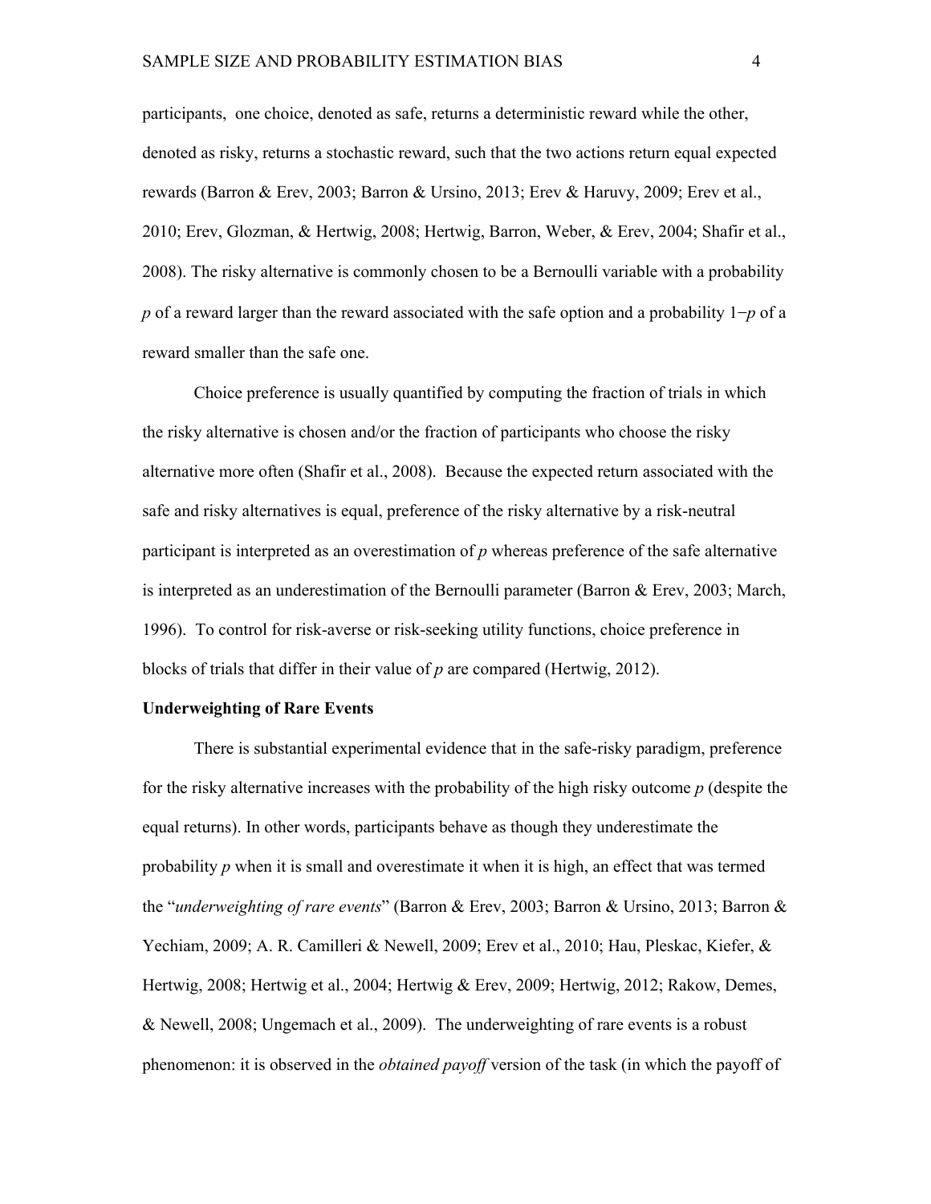participants, one choice, denoted as safe, returns a deterministic reward while the other, denoted as risky, returns a stochastic reward, such that the two actions return equal expected rewards (Barron & Erev, 2003; Barron & Ursino, 2013; Erev & Haruvy, 2009; Erev et al., 2010; Erev, Glozman, & Hertwig, 2008; Hertwig, Barron, Weber, & Erev, 2004; Shafir et al., 2008). The risky alternative is commonly chosen to be a Bernoulli variable with a probability $p$ of a reward larger than the reward associated with the safe option and a probability $1-p$ of a reward smaller than the safe one.

Choice preference is usually quantified by computing the fraction of trials in which the risky alternative is chosen and/or the fraction of participants who choose the risky alternative more often (Shafir et al., 2008). Because the expected return associated with the safe and risky alternatives is equal, preference of the risky alternative by a risk-neutral participant is interpreted as an overestimation of $p$ whereas preference of the safe alternative is interpreted as an underestimation of the Bernoulli parameter (Barron & Erev, 2003; March, 1996). To control for risk-averse or risk-seeking utility functions, choice preference in blocks of trials that differ in their value of $p$ are compared (Hertwig, 2012).

**Underweighting of Rare Events**

There is substantial experimental evidence that in the safe-risky paradigm, preference for the risky alternative increases with the probability of the high risky outcome $p$ (despite the equal returns). In other words, participants behave as though they underestimate the probability $p$ when it is small and overestimate it when it is high, an effect that was termed the "*underweighting of rare events*" (Barron & Erev, 2003; Barron & Ursino, 2013; Barron & Yechiam, 2009; A. R. Camilleri & Newell, 2009; Erev et al., 2010; Hau, Pleskac, Kiefer, & Hertwig, 2008; Hertwig et al., 2004; Hertwig & Erev, 2009; Hertwig, 2012; Rakow, Demes, & Newell, 2008; Ungemach et al., 2009). The underweighting of rare events is a robust phenomenon: it is observed in the *obtained payoff* version of the task (in which the payoff of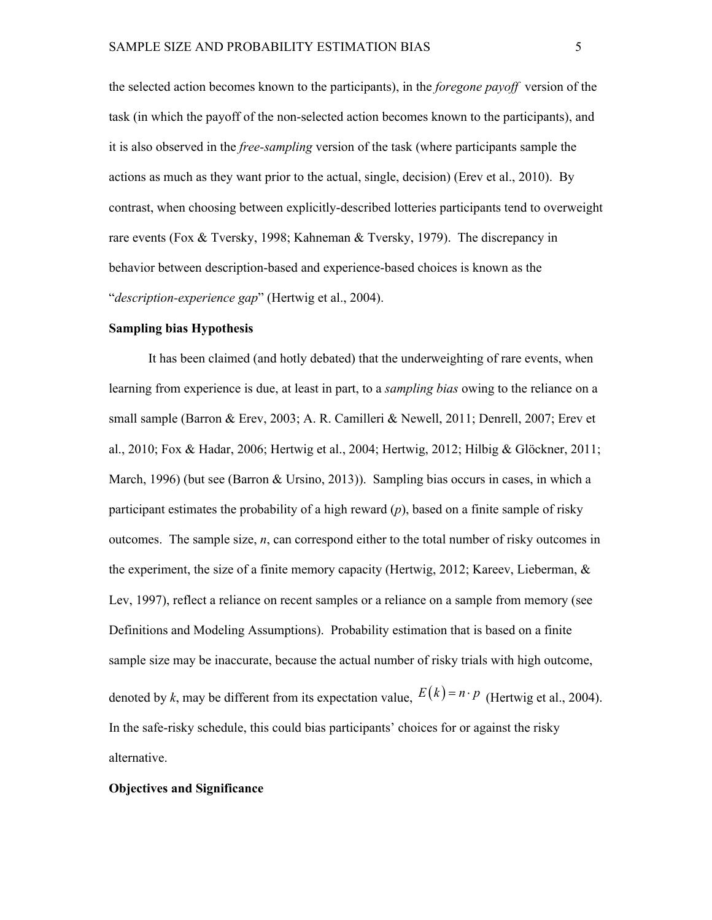the selected action becomes known to the participants), in the *foregone payoff* version of the task (in which the payoff of the non-selected action becomes known to the participants), and it is also observed in the *free-sampling* version of the task (where participants sample the actions as much as they want prior to the actual, single, decision) (Erev et al., 2010). By contrast, when choosing between explicitly-described lotteries participants tend to overweight rare events (Fox & Tversky, 1998; Kahneman & Tversky, 1979). The discrepancy in behavior between description-based and experience-based choices is known as the "*description-experience gap*" (Hertwig et al., 2004).

**Sampling bias Hypothesis**

It has been claimed (and hotly debated) that the underweighting of rare events, when learning from experience is due, at least in part, to a *sampling bias* owing to the reliance on a small sample (Barron & Erev, 2003; A. R. Camilleri & Newell, 2011; Denrell, 2007; Erev et al., 2010; Fox & Hadar, 2006; Hertwig et al., 2004; Hertwig, 2012; Hilbig & Glöckner, 2011; March, 1996) (but see (Barron & Ursino, 2013)). Sampling bias occurs in cases, in which a participant estimates the probability of a high reward ($p$), based on a finite sample of risky outcomes. The sample size, $n$, can correspond either to the total number of risky outcomes in the experiment, the size of a finite memory capacity (Hertwig, 2012; Kareev, Lieberman, & Lev, 1997), reflect a reliance on recent samples or a reliance on a sample from memory (see Definitions and Modeling Assumptions). Probability estimation that is based on a finite sample size may be inaccurate, because the actual number of risky trials with high outcome, denoted by $k$, may be different from its expectation value, $E(k) = n \cdot p$ (Hertwig et al., 2004). In the safe-risky schedule, this could bias participants' choices for or against the risky alternative.

**Objectives and Significance**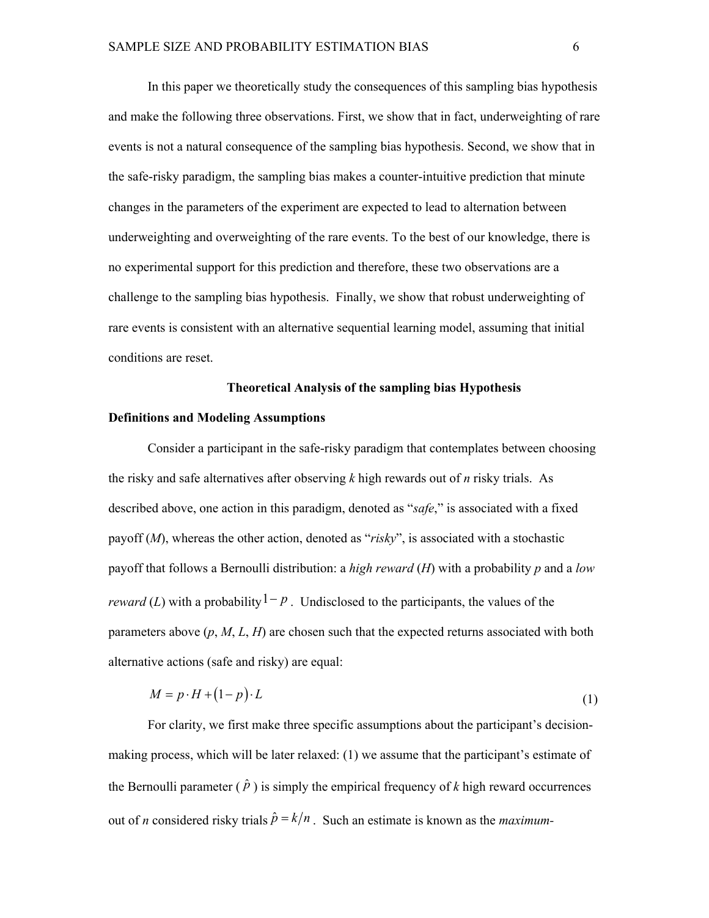In this paper we theoretically study the consequences of this sampling bias hypothesis and make the following three observations. First, we show that in fact, underweighting of rare events is not a natural consequence of the sampling bias hypothesis. Second, we show that in the safe-risky paradigm, the sampling bias makes a counter-intuitive prediction that minute changes in the parameters of the experiment are expected to lead to alternation between underweighting and overweighting of the rare events. To the best of our knowledge, there is no experimental support for this prediction and therefore, these two observations are a challenge to the sampling bias hypothesis. Finally, we show that robust underweighting of rare events is consistent with an alternative sequential learning model, assuming that initial conditions are reset.

## Theoretical Analysis of the sampling bias Hypothesis

### Definitions and Modeling Assumptions

Consider a participant in the safe-risky paradigm that contemplates between choosing the risky and safe alternatives after observing *k* high rewards out of *n* risky trials. As described above, one action in this paradigm, denoted as "*safe*," is associated with a fixed payoff (*M*), whereas the other action, denoted as "*risky*", is associated with a stochastic payoff that follows a Bernoulli distribution: a *high reward* (*H*) with a probability *p* and a *low reward* (*L*) with a probability $1-p$. Undisclosed to the participants, the values of the parameters above (*p*, *M*, *L*, *H*) are chosen such that the expected returns associated with both alternative actions (safe and risky) are equal:

$$M = p \cdot H + (1-p) \cdot L \tag{1}$$

For clarity, we first make three specific assumptions about the participant's decision-making process, which will be later relaxed: (1) we assume that the participant's estimate of the Bernoulli parameter ( $\hat{p}$ ) is simply the empirical frequency of *k* high reward occurrences out of *n* considered risky trials $\hat{p} = k/n$. Such an estimate is known as the *maximum-*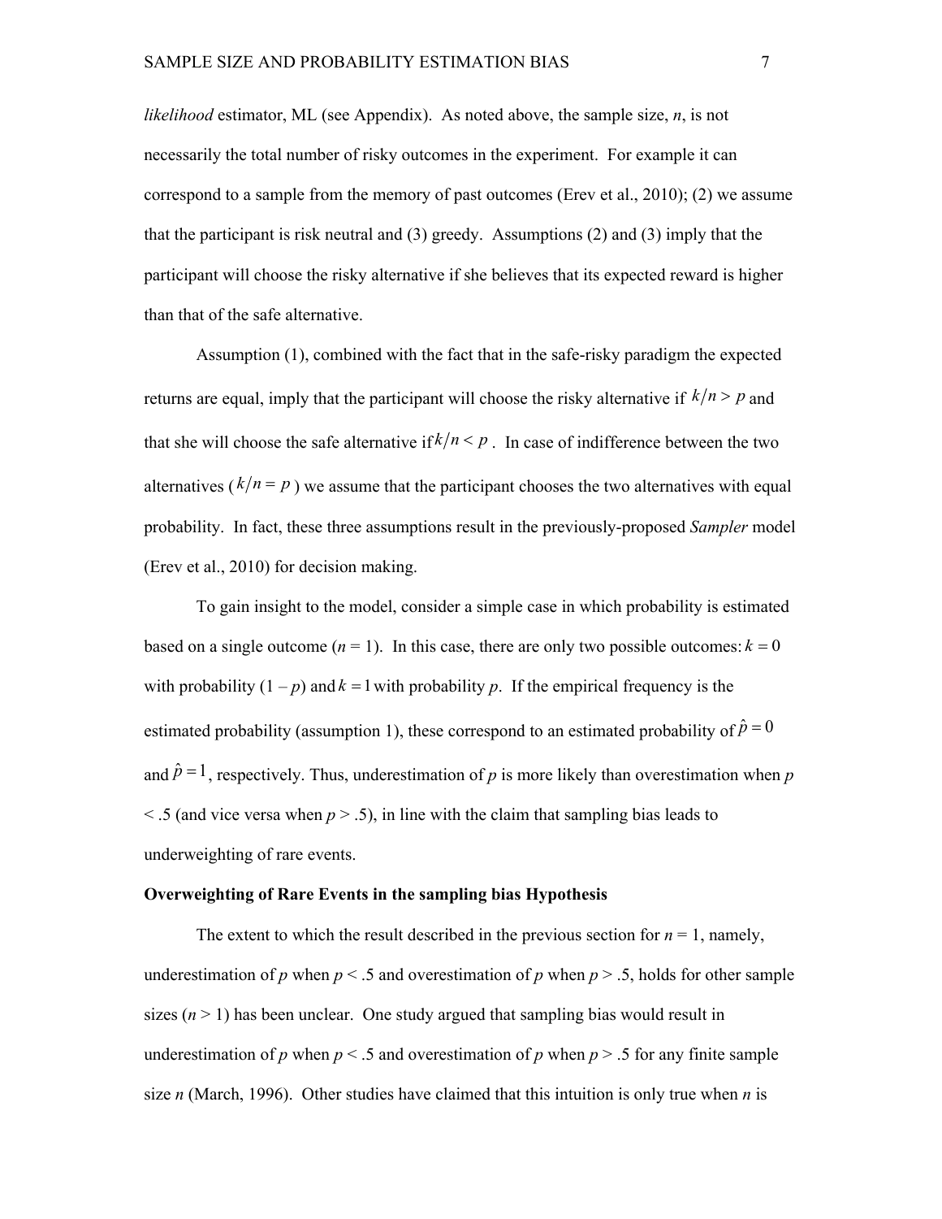*likelihood* estimator, ML (see Appendix). As noted above, the sample size, $n$, is not necessarily the total number of risky outcomes in the experiment. For example it can correspond to a sample from the memory of past outcomes (Erev et al., 2010); (2) we assume that the participant is risk neutral and (3) greedy. Assumptions (2) and (3) imply that the participant will choose the risky alternative if she believes that its expected reward is higher than that of the safe alternative.

Assumption (1), combined with the fact that in the safe-risky paradigm the expected returns are equal, imply that the participant will choose the risky alternative if $k/n > p$ and that she will choose the safe alternative if $k/n < p$. In case of indifference between the two alternatives ($k/n = p$) we assume that the participant chooses the two alternatives with equal probability. In fact, these three assumptions result in the previously-proposed *Sampler* model (Erev et al., 2010) for decision making.

To gain insight to the model, consider a simple case in which probability is estimated based on a single outcome ($n$ = 1). In this case, there are only two possible outcomes: $k = 0$ with probability (1 – $p$) and $k = 1$ with probability $p$. If the empirical frequency is the estimated probability (assumption 1), these correspond to an estimated probability of $\hat{p} = 0$ and $\hat{p} = 1$, respectively. Thus, underestimation of $p$ is more likely than overestimation when $p$ < .5 (and vice versa when $p$ > .5), in line with the claim that sampling bias leads to underweighting of rare events.

**Overweighting of Rare Events in the sampling bias Hypothesis**

The extent to which the result described in the previous section for $n$ = 1, namely, underestimation of $p$ when $p$ < .5 and overestimation of $p$ when $p$ > .5, holds for other sample sizes ($n$ > 1) has been unclear. One study argued that sampling bias would result in underestimation of $p$ when $p$ < .5 and overestimation of $p$ when $p$ > .5 for any finite sample size $n$ (March, 1996). Other studies have claimed that this intuition is only true when $n$ is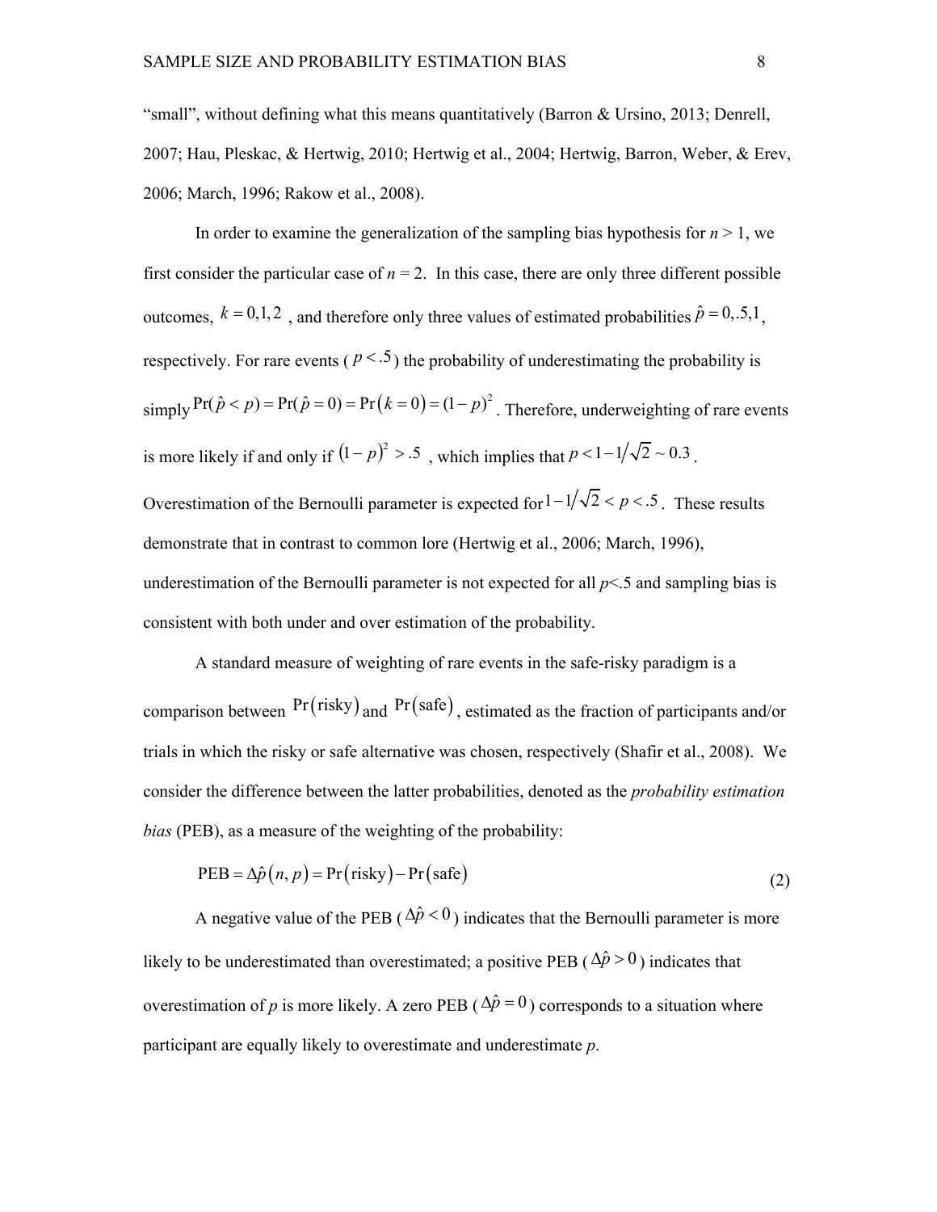"small", without defining what this means quantitatively (Barron & Ursino, 2013; Denrell, 2007; Hau, Pleskac, & Hertwig, 2010; Hertwig et al., 2004; Hertwig, Barron, Weber, & Erev, 2006; March, 1996; Rakow et al., 2008).

In order to examine the generalization of the sampling bias hypothesis for $n > 1$, we first consider the particular case of $n = 2$. In this case, there are only three different possible outcomes, $k = 0,1,2$ , and therefore only three values of estimated probabilities $\hat{p} = 0,.5,1$, respectively. For rare events ($p < .5$) the probability of underestimating the probability is simply $\Pr(\hat{p} < p) = \Pr(\hat{p} = 0) = \Pr(k = 0) = (1-p)^2$ . Therefore, underweighting of rare events is more likely if and only if $(1-p)^2 > .5$ , which implies that $p < 1 - 1/\sqrt{2} \sim 0.3$ . Overestimation of the Bernoulli parameter is expected for $1 - 1/\sqrt{2} < p < .5$ . These results demonstrate that in contrast to common lore (Hertwig et al., 2006; March, 1996), underestimation of the Bernoulli parameter is not expected for all $p<.5$ and sampling bias is consistent with both under and over estimation of the probability.

A standard measure of weighting of rare events in the safe-risky paradigm is a comparison between $\Pr(\text{risky})$ and $\Pr(\text{safe})$, estimated as the fraction of participants and/or trials in which the risky or safe alternative was chosen, respectively (Shafir et al., 2008). We consider the difference between the latter probabilities, denoted as the *probability estimation bias* (PEB), as a measure of the weighting of the probability:

$$\text{PEB} = \Delta\hat{p}(n, p) = \Pr(\text{risky}) - \Pr(\text{safe}) \tag{2}$$

A negative value of the PEB ($\Delta\hat{p} < 0$) indicates that the Bernoulli parameter is more likely to be underestimated than overestimated; a positive PEB ($\Delta\hat{p} > 0$) indicates that overestimation of *p* is more likely. A zero PEB ($\Delta\hat{p} = 0$) corresponds to a situation where participant are equally likely to overestimate and underestimate *p*.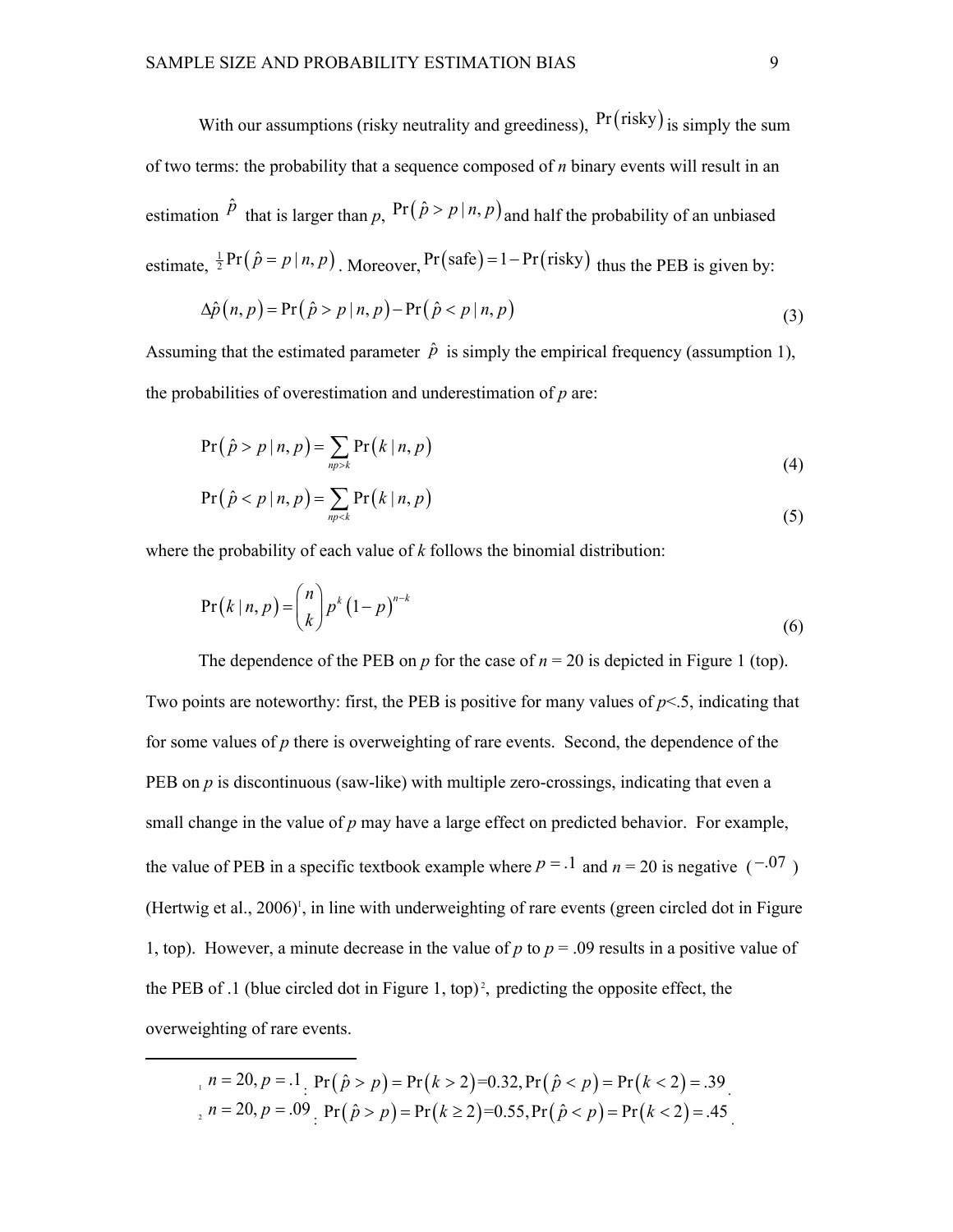With our assumptions (risky neutrality and greediness), $\Pr(\text{risky})$ is simply the sum of two terms: the probability that a sequence composed of *n* binary events will result in an estimation $\hat{p}$ that is larger than *p*, $\Pr(\hat{p} > p \mid n, p)$ and half the probability of an unbiased estimate, $\frac{1}{2}\Pr(\hat{p} = p \mid n, p)$. Moreover, $\Pr(\text{safe}) = 1 - \Pr(\text{risky})$ thus the PEB is given by:

$$\Delta\hat{p}(n, p) = \Pr(\hat{p} > p \mid n, p) - \Pr(\hat{p} < p \mid n, p) \tag{3}$$

Assuming that the estimated parameter $\hat{p}$ is simply the empirical frequency (assumption 1), the probabilities of overestimation and underestimation of *p* are:

$$\Pr(\hat{p} > p \mid n, p) = \sum_{np > k} \Pr(k \mid n, p) \tag{4}$$

$$\Pr(\hat{p} < p \mid n, p) = \sum_{np < k} \Pr(k \mid n, p) \tag{5}$$

where the probability of each value of *k* follows the binomial distribution:

$$\Pr(k \mid n, p) = \binom{n}{k} p^k (1 - p)^{n-k} \tag{6}$$

The dependence of the PEB on *p* for the case of *n* = 20 is depicted in Figure 1 (top). Two points are noteworthy: first, the PEB is positive for many values of $p<.5$, indicating that for some values of *p* there is overweighting of rare events. Second, the dependence of the PEB on *p* is discontinuous (saw-like) with multiple zero-crossings, indicating that even a small change in the value of *p* may have a large effect on predicted behavior. For example, the value of PEB in a specific textbook example where $p = .1$ and *n* = 20 is negative ($-.07$) (Hertwig et al., 2006)[1], in line with underweighting of rare events (green circled dot in Figure 1, top). However, a minute decrease in the value of *p* to *p* = .09 results in a positive value of the PEB of .1 (blue circled dot in Figure 1, top)[2], predicting the opposite effect, the overweighting of rare events.

---

[1] $n = 20, p = .1$: $\Pr(\hat{p} > p) = \Pr(k > 2) = 0.32, \Pr(\hat{p} < p) = \Pr(k < 2) = .39$.

[2] $n = 20, p = .09$: $\Pr(\hat{p} > p) = \Pr(k \geq 2) = 0.55, \Pr(\hat{p} < p) = \Pr(k < 2) = .45$.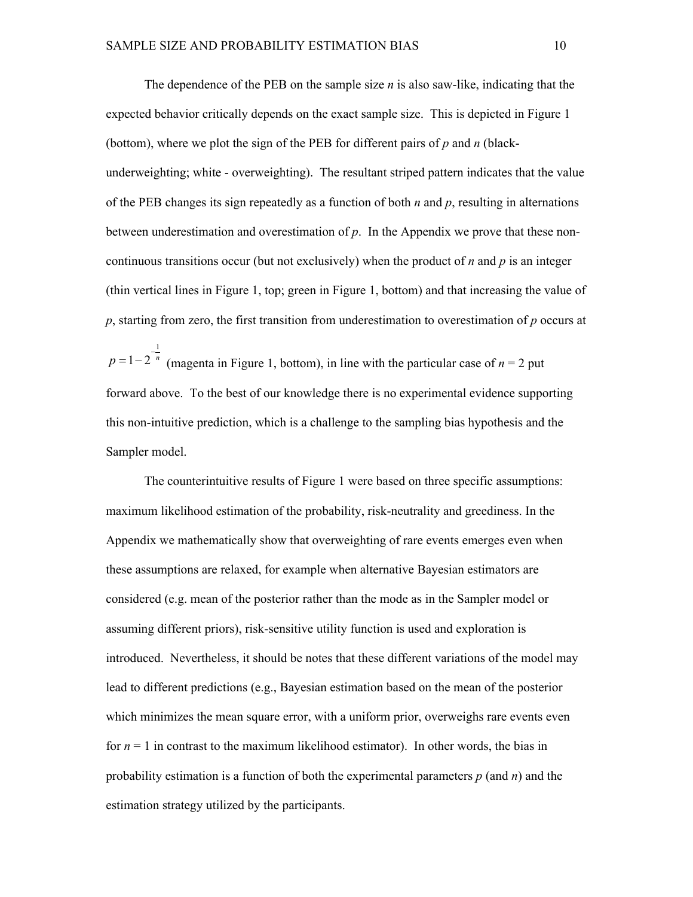The dependence of the PEB on the sample size $n$ is also saw-like, indicating that the expected behavior critically depends on the exact sample size. This is depicted in Figure 1 (bottom), where we plot the sign of the PEB for different pairs of $p$ and $n$ (black-underweighting; white - overweighting). The resultant striped pattern indicates that the value of the PEB changes its sign repeatedly as a function of both $n$ and $p$, resulting in alternations between underestimation and overestimation of $p$. In the Appendix we prove that these non-continuous transitions occur (but not exclusively) when the product of $n$ and $p$ is an integer (thin vertical lines in Figure 1, top; green in Figure 1, bottom) and that increasing the value of $p$, starting from zero, the first transition from underestimation to overestimation of $p$ occurs at $p = 1 - 2^{-\frac{1}{n}}$ (magenta in Figure 1, bottom), in line with the particular case of $n = 2$ put forward above. To the best of our knowledge there is no experimental evidence supporting this non-intuitive prediction, which is a challenge to the sampling bias hypothesis and the Sampler model.

The counterintuitive results of Figure 1 were based on three specific assumptions: maximum likelihood estimation of the probability, risk-neutrality and greediness. In the Appendix we mathematically show that overweighting of rare events emerges even when these assumptions are relaxed, for example when alternative Bayesian estimators are considered (e.g. mean of the posterior rather than the mode as in the Sampler model or assuming different priors), risk-sensitive utility function is used and exploration is introduced. Nevertheless, it should be notes that these different variations of the model may lead to different predictions (e.g., Bayesian estimation based on the mean of the posterior which minimizes the mean square error, with a uniform prior, overweighs rare events even for $n = 1$ in contrast to the maximum likelihood estimator). In other words, the bias in probability estimation is a function of both the experimental parameters $p$ (and $n$) and the estimation strategy utilized by the participants.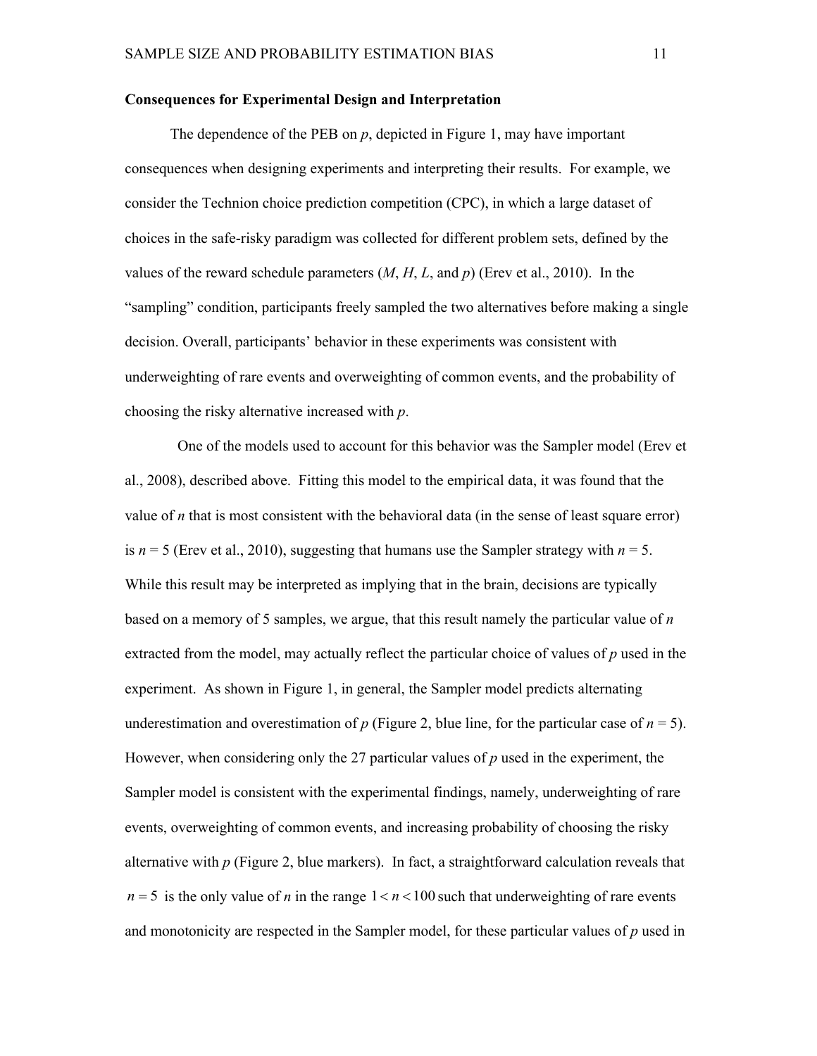**Consequences for Experimental Design and Interpretation**

The dependence of the PEB on $p$, depicted in Figure 1, may have important consequences when designing experiments and interpreting their results. For example, we consider the Technion choice prediction competition (CPC), in which a large dataset of choices in the safe-risky paradigm was collected for different problem sets, defined by the values of the reward schedule parameters ($M$, $H$, $L$, and $p$) (Erev et al., 2010). In the "sampling" condition, participants freely sampled the two alternatives before making a single decision. Overall, participants' behavior in these experiments was consistent with underweighting of rare events and overweighting of common events, and the probability of choosing the risky alternative increased with $p$.

One of the models used to account for this behavior was the Sampler model (Erev et al., 2008), described above. Fitting this model to the empirical data, it was found that the value of $n$ that is most consistent with the behavioral data (in the sense of least square error) is $n = 5$ (Erev et al., 2010), suggesting that humans use the Sampler strategy with $n = 5$. While this result may be interpreted as implying that in the brain, decisions are typically based on a memory of 5 samples, we argue, that this result namely the particular value of $n$ extracted from the model, may actually reflect the particular choice of values of $p$ used in the experiment. As shown in Figure 1, in general, the Sampler model predicts alternating underestimation and overestimation of $p$ (Figure 2, blue line, for the particular case of $n = 5$). However, when considering only the 27 particular values of $p$ used in the experiment, the Sampler model is consistent with the experimental findings, namely, underweighting of rare events, overweighting of common events, and increasing probability of choosing the risky alternative with $p$ (Figure 2, blue markers). In fact, a straightforward calculation reveals that $n = 5$ is the only value of $n$ in the range $1 < n < 100$ such that underweighting of rare events and monotonicity are respected in the Sampler model, for these particular values of $p$ used in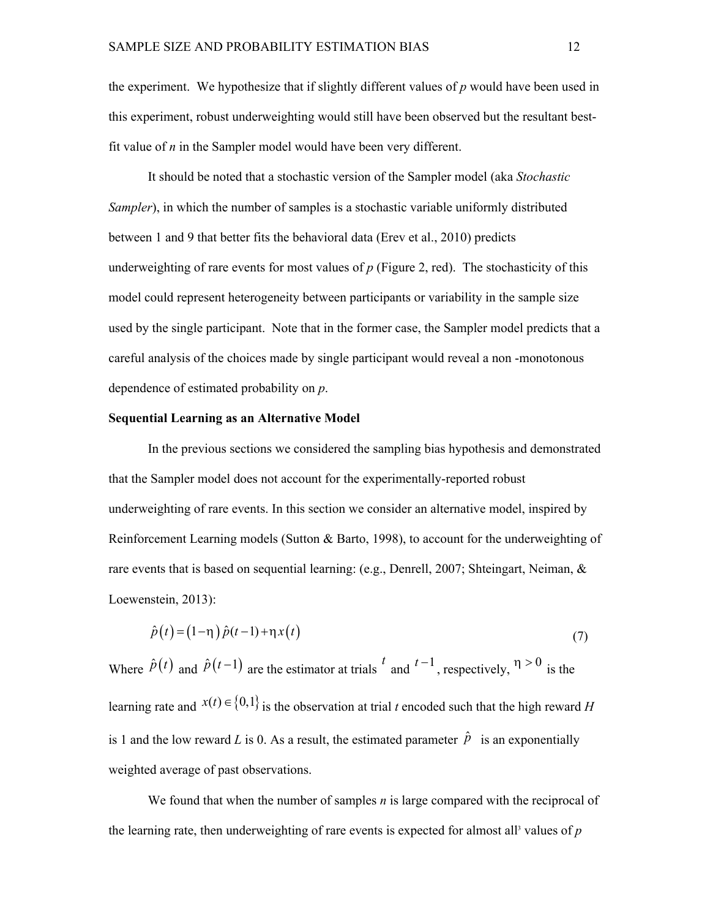the experiment. We hypothesize that if slightly different values of *p* would have been used in this experiment, robust underweighting would still have been observed but the resultant best-fit value of *n* in the Sampler model would have been very different.

It should be noted that a stochastic version of the Sampler model (aka *Stochastic Sampler*), in which the number of samples is a stochastic variable uniformly distributed between 1 and 9 that better fits the behavioral data (Erev et al., 2010) predicts underweighting of rare events for most values of *p* (Figure 2, red). The stochasticity of this model could represent heterogeneity between participants or variability in the sample size used by the single participant. Note that in the former case, the Sampler model predicts that a careful analysis of the choices made by single participant would reveal a non -monotonous dependence of estimated probability on *p*.

**Sequential Learning as an Alternative Model**

In the previous sections we considered the sampling bias hypothesis and demonstrated that the Sampler model does not account for the experimentally-reported robust underweighting of rare events. In this section we consider an alternative model, inspired by Reinforcement Learning models (Sutton & Barto, 1998), to account for the underweighting of rare events that is based on sequential learning: (e.g., Denrell, 2007; Shteingart, Neiman, & Loewenstein, 2013):

$$\hat{p}(t) = (1-\eta)\,\hat{p}(t-1) + \eta\, x(t) \tag{7}$$

Where $\hat{p}(t)$ and $\hat{p}(t-1)$ are the estimator at trials $t$ and $t-1$, respectively, $\eta > 0$ is the learning rate and $x(t) \in \{0,1\}$ is the observation at trial *t* encoded such that the high reward *H* is 1 and the low reward *L* is 0. As a result, the estimated parameter $\hat{p}$ is an exponentially weighted average of past observations.

We found that when the number of samples *n* is large compared with the reciprocal of the learning rate, then underweighting of rare events is expected for almost all[3] values of *p*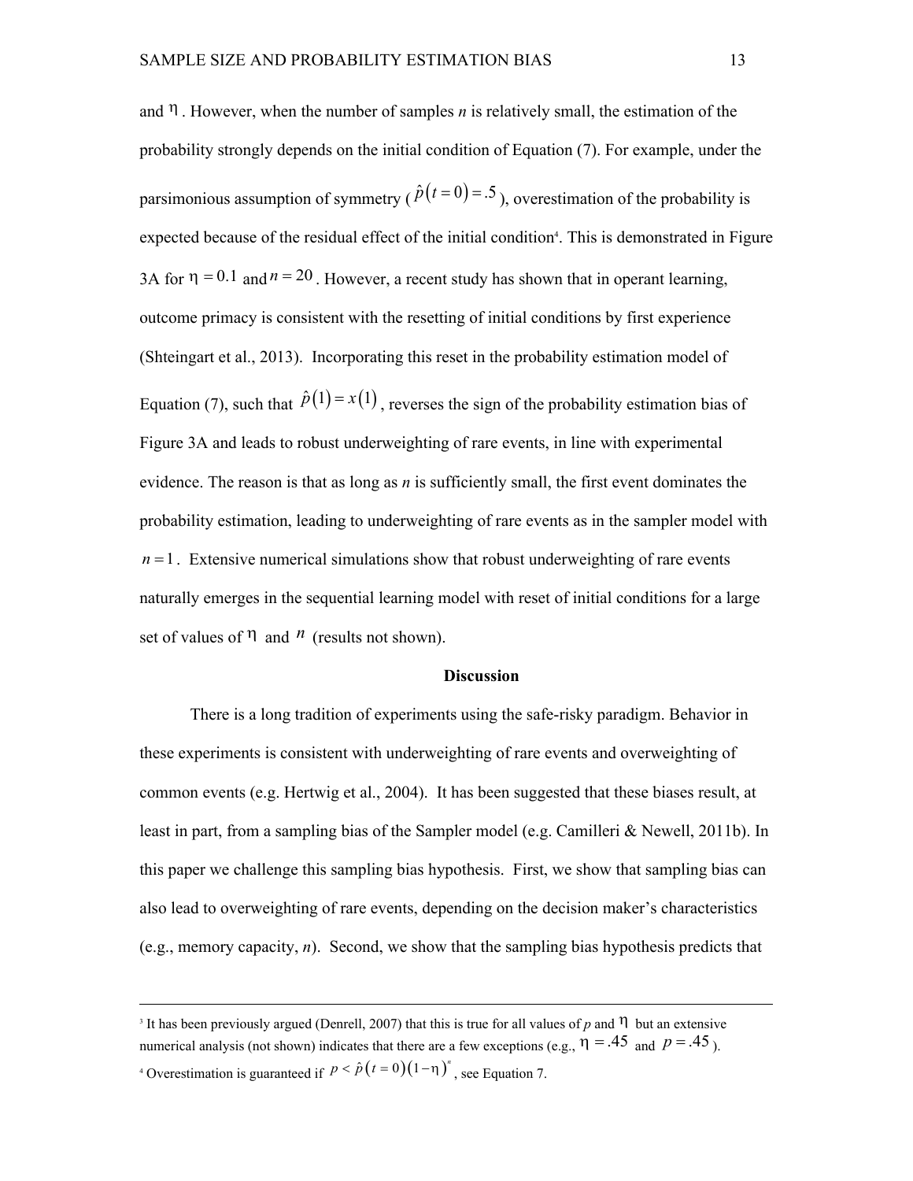and $\eta$. However, when the number of samples *n* is relatively small, the estimation of the probability strongly depends on the initial condition of Equation (7). For example, under the parsimonious assumption of symmetry ($\hat{p}(t=0)=.5$), overestimation of the probability is expected because of the residual effect of the initial condition[4]. This is demonstrated in Figure 3A for $\eta=0.1$ and $n=20$. However, a recent study has shown that in operant learning, outcome primacy is consistent with the resetting of initial conditions by first experience (Shteingart et al., 2013). Incorporating this reset in the probability estimation model of Equation (7), such that $\hat{p}(1)=x(1)$, reverses the sign of the probability estimation bias of Figure 3A and leads to robust underweighting of rare events, in line with experimental evidence. The reason is that as long as *n* is sufficiently small, the first event dominates the probability estimation, leading to underweighting of rare events as in the sampler model with $n=1$. Extensive numerical simulations show that robust underweighting of rare events naturally emerges in the sequential learning model with reset of initial conditions for a large set of values of $\eta$ and $n$ (results not shown).

## Discussion

There is a long tradition of experiments using the safe-risky paradigm. Behavior in these experiments is consistent with underweighting of rare events and overweighting of common events (e.g. Hertwig et al., 2004). It has been suggested that these biases result, at least in part, from a sampling bias of the Sampler model (e.g. Camilleri & Newell, 2011b). In this paper we challenge this sampling bias hypothesis. First, we show that sampling bias can also lead to overweighting of rare events, depending on the decision maker's characteristics (e.g., memory capacity, *n*). Second, we show that the sampling bias hypothesis predicts that

---

[3] It has been previously argued (Denrell, 2007) that this is true for all values of *p* and $\eta$ but an extensive numerical analysis (not shown) indicates that there are a few exceptions (e.g., $\eta=.45$ and $p=.45$).

[4] Overestimation is guaranteed if $p<\hat{p}(t=0)(1-\eta)^{n}$, see Equation 7.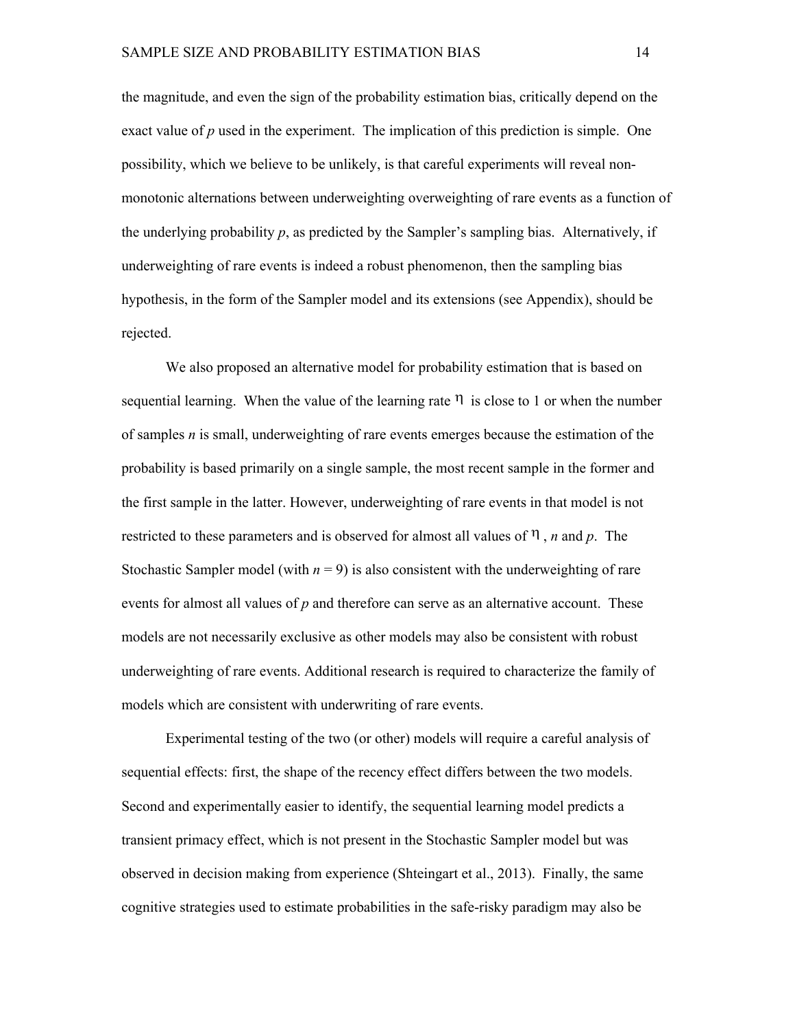the magnitude, and even the sign of the probability estimation bias, critically depend on the exact value of $p$ used in the experiment. The implication of this prediction is simple. One possibility, which we believe to be unlikely, is that careful experiments will reveal non-monotonic alternations between underweighting overweighting of rare events as a function of the underlying probability $p$, as predicted by the Sampler's sampling bias. Alternatively, if underweighting of rare events is indeed a robust phenomenon, then the sampling bias hypothesis, in the form of the Sampler model and its extensions (see Appendix), should be rejected.

We also proposed an alternative model for probability estimation that is based on sequential learning. When the value of the learning rate $\eta$ is close to 1 or when the number of samples $n$ is small, underweighting of rare events emerges because the estimation of the probability is based primarily on a single sample, the most recent sample in the former and the first sample in the latter. However, underweighting of rare events in that model is not restricted to these parameters and is observed for almost all values of $\eta$, $n$ and $p$. The Stochastic Sampler model (with $n = 9$) is also consistent with the underweighting of rare events for almost all values of $p$ and therefore can serve as an alternative account. These models are not necessarily exclusive as other models may also be consistent with robust underweighting of rare events. Additional research is required to characterize the family of models which are consistent with underwriting of rare events.

Experimental testing of the two (or other) models will require a careful analysis of sequential effects: first, the shape of the recency effect differs between the two models. Second and experimentally easier to identify, the sequential learning model predicts a transient primacy effect, which is not present in the Stochastic Sampler model but was observed in decision making from experience (Shteingart et al., 2013). Finally, the same cognitive strategies used to estimate probabilities in the safe-risky paradigm may also be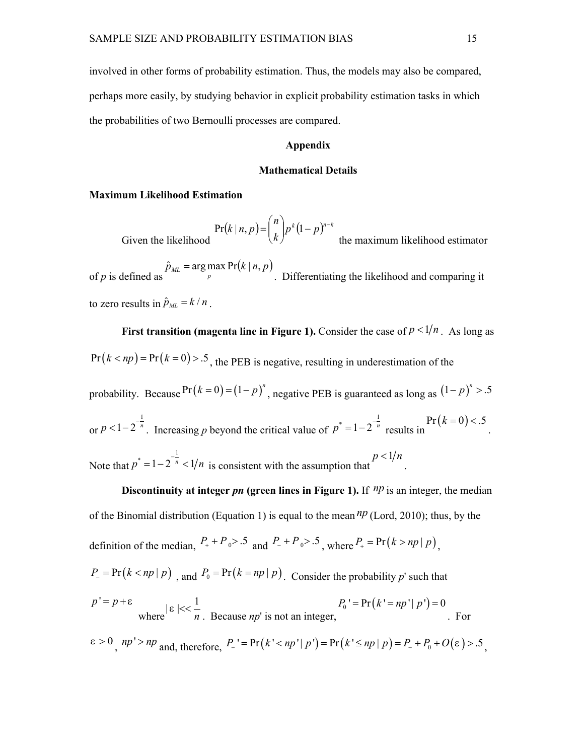involved in other forms of probability estimation. Thus, the models may also be compared, perhaps more easily, by studying behavior in explicit probability estimation tasks in which the probabilities of two Bernoulli processes are compared.

## Appendix

## Mathematical Details

### Maximum Likelihood Estimation

Given the likelihood $\Pr(k \mid n, p) = \binom{n}{k} p^k (1-p)^{n-k}$ the maximum likelihood estimator of *p* is defined as $\hat{p}_{ML} = \arg\max_p \Pr(k \mid n, p)$. Differentiating the likelihood and comparing it to zero results in $\hat{p}_{ML} = k/n$.

**First transition (magenta line in Figure 1).** Consider the case of $p < 1/n$. As long as $\Pr(k < np) = \Pr(k = 0) > .5$, the PEB is negative, resulting in underestimation of the probability. Because $\Pr(k = 0) = (1-p)^n$, negative PEB is guaranteed as long as $(1-p)^n > .5$ or $p < 1 - 2^{-\frac{1}{n}}$. Increasing *p* beyond the critical value of $p^* = 1 - 2^{-\frac{1}{n}}$ results in $\Pr(k = 0) < .5$. Note that $p^* = 1 - 2^{-\frac{1}{n}} < 1/n$ is consistent with the assumption that $p < 1/n$.

**Discontinuity at integer *pn* (green lines in Figure 1).** If $np$ is an integer, the median of the Binomial distribution (Equation 1) is equal to the mean $np$ (Lord, 2010); thus, by the definition of the median, $P_+ + P_0 > .5$ and $P_- + P_0 > .5$, where $P_+ = \Pr(k > np \mid p)$, $P_- = \Pr(k < np \mid p)$, and $P_0 = \Pr(k = np \mid p)$. Consider the probability *p*' such that $p' = p + \varepsilon$ where $|\varepsilon| << \frac{1}{n}$. Because *np*' is not an integer, $P_0' = \Pr(k' = np' \mid p') = 0$. For $\varepsilon > 0$, $np' > np$ and, therefore, $P_-' = \Pr(k' < np' \mid p') = \Pr(k' \leq np \mid p) = P_- + P_0 + O(\varepsilon) > .5$,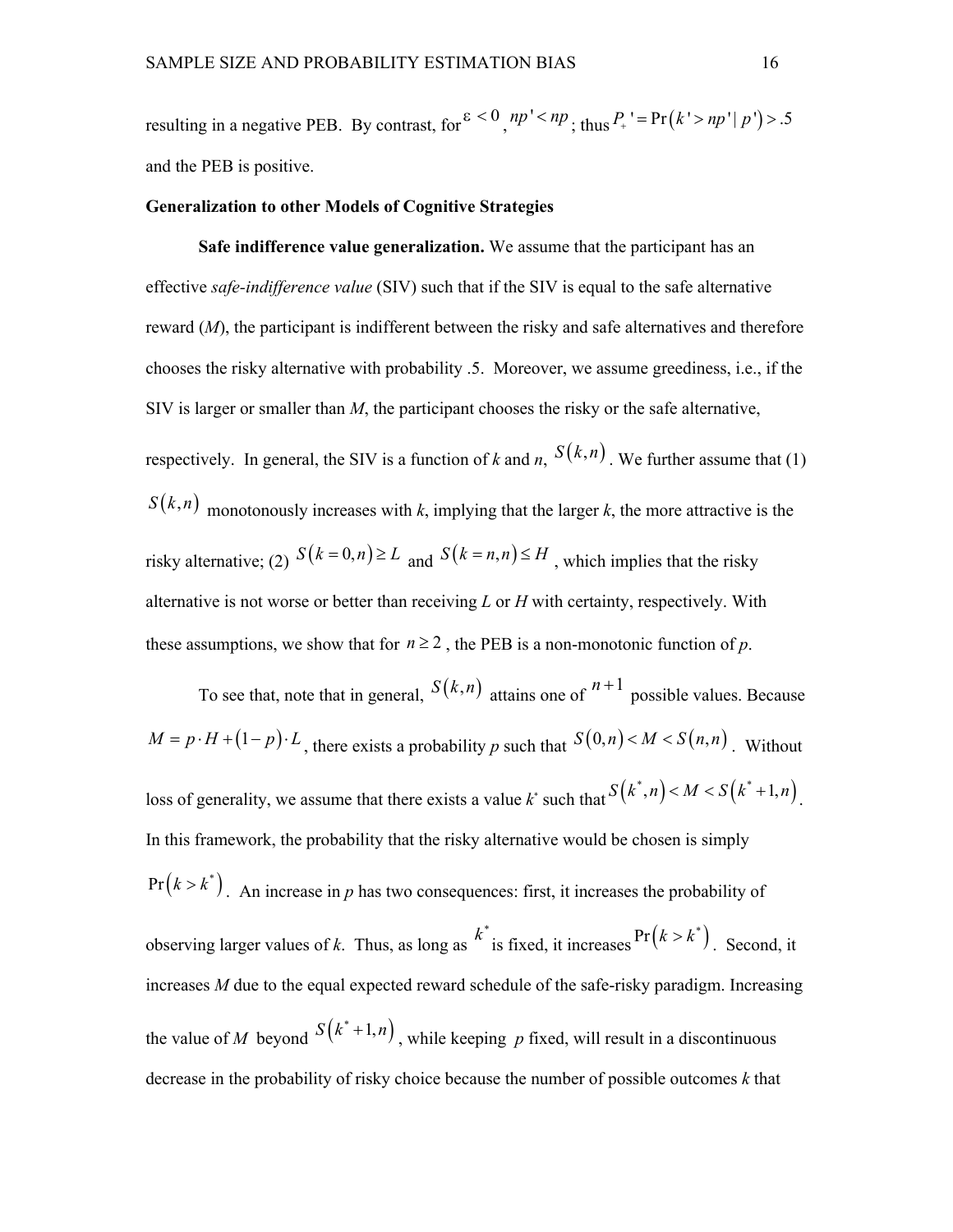resulting in a negative PEB. By contrast, for $\varepsilon < 0$, $np' < np$; thus $P_+' = \Pr(k' > np' \mid p') > .5$ and the PEB is positive.

### Generalization to other Models of Cognitive Strategies

**Safe indifference value generalization.** We assume that the participant has an effective *safe-indifference value* (SIV) such that if the SIV is equal to the safe alternative reward ($M$), the participant is indifferent between the risky and safe alternatives and therefore chooses the risky alternative with probability .5. Moreover, we assume greediness, i.e., if the SIV is larger or smaller than $M$, the participant chooses the risky or the safe alternative, respectively. In general, the SIV is a function of $k$ and $n$, $S(k,n)$. We further assume that (1) $S(k,n)$ monotonously increases with $k$, implying that the larger $k$, the more attractive is the risky alternative; (2) $S(k=0,n) \geq L$ and $S(k=n,n) \leq H$, which implies that the risky alternative is not worse or better than receiving $L$ or $H$ with certainty, respectively. With these assumptions, we show that for $n \geq 2$, the PEB is a non-monotonic function of $p$.

To see that, note that in general, $S(k,n)$ attains one of $n+1$ possible values. Because $M = p \cdot H + (1-p) \cdot L$, there exists a probability $p$ such that $S(0,n) < M < S(n,n)$. Without loss of generality, we assume that there exists a value $k^*$ such that $S(k^*,n) < M < S(k^*+1,n)$. In this framework, the probability that the risky alternative would be chosen is simply $\Pr(k > k^*)$. An increase in $p$ has two consequences: first, it increases the probability of observing larger values of $k$. Thus, as long as $k^*$ is fixed, it increases $\Pr(k > k^*)$. Second, it increases $M$ due to the equal expected reward schedule of the safe-risky paradigm. Increasing the value of $M$ beyond $S(k^*+1,n)$, while keeping $p$ fixed, will result in a discontinuous decrease in the probability of risky choice because the number of possible outcomes $k$ that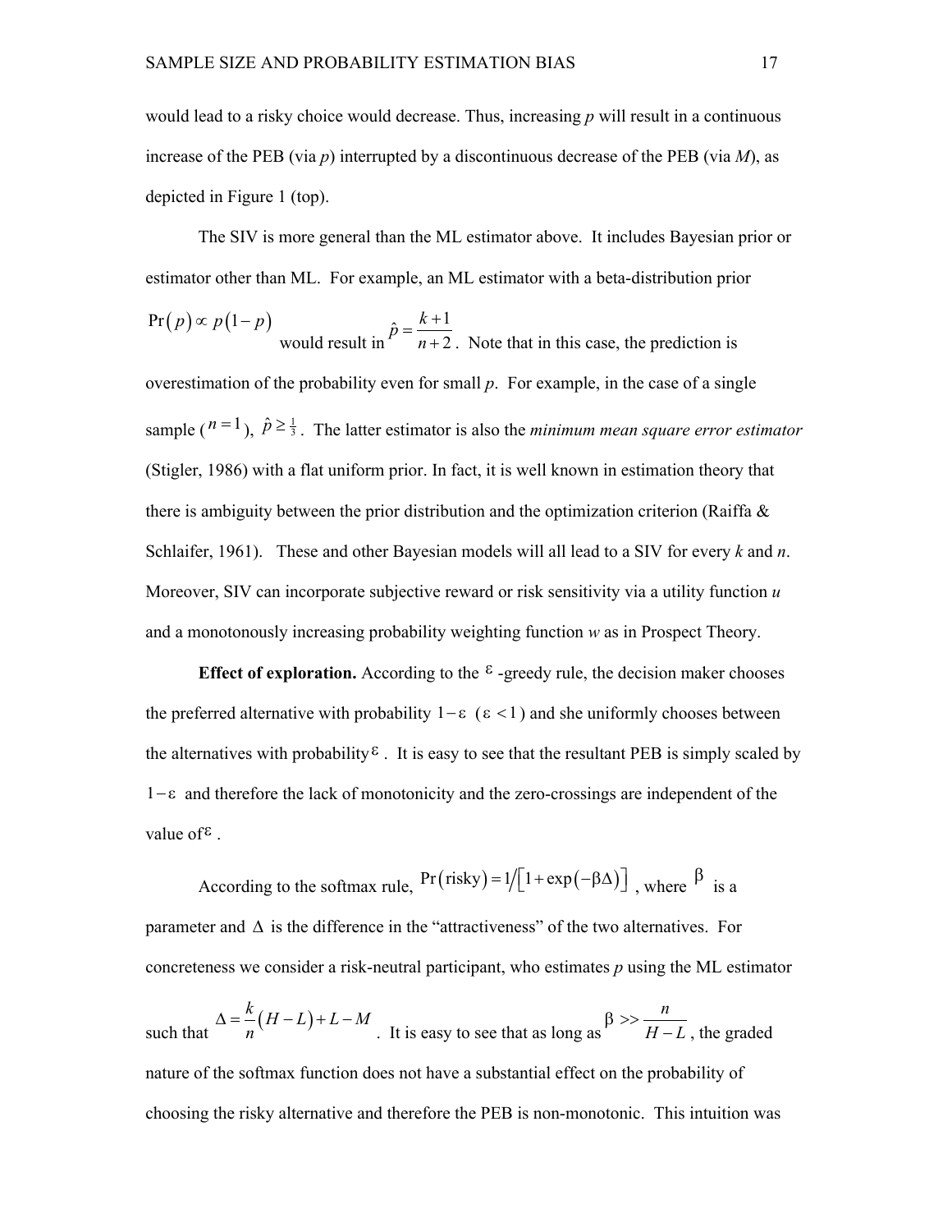would lead to a risky choice would decrease. Thus, increasing *p* will result in a continuous increase of the PEB (via *p*) interrupted by a discontinuous decrease of the PEB (via *M*), as depicted in Figure 1 (top).

The SIV is more general than the ML estimator above. It includes Bayesian prior or estimator other than ML. For example, an ML estimator with a beta-distribution prior $\Pr(p) \propto p(1-p)$ would result in $\hat{p} = \frac{k+1}{n+2}$. Note that in this case, the prediction is overestimation of the probability even for small *p*. For example, in the case of a single sample ($n=1$), $\hat{p} \geq \frac{1}{3}$. The latter estimator is also the *minimum mean square error estimator* (Stigler, 1986) with a flat uniform prior. In fact, it is well known in estimation theory that there is ambiguity between the prior distribution and the optimization criterion (Raiffa & Schlaifer, 1961). These and other Bayesian models will all lead to a SIV for every *k* and *n*. Moreover, SIV can incorporate subjective reward or risk sensitivity via a utility function *u* and a monotonously increasing probability weighting function *w* as in Prospect Theory.

**Effect of exploration.** According to the $\varepsilon$-greedy rule, the decision maker chooses the preferred alternative with probability $1-\varepsilon$ ($\varepsilon < 1$) and she uniformly chooses between the alternatives with probability $\varepsilon$. It is easy to see that the resultant PEB is simply scaled by $1-\varepsilon$ and therefore the lack of monotonicity and the zero-crossings are independent of the value of $\varepsilon$.

According to the softmax rule, $\Pr(\text{risky}) = 1/\left[1+\exp(-\beta\Delta)\right]$, where $\beta$ is a parameter and $\Delta$ is the difference in the "attractiveness" of the two alternatives. For concreteness we consider a risk-neutral participant, who estimates *p* using the ML estimator such that $\Delta = \frac{k}{n}(H-L)+L-M$. It is easy to see that as long as $\beta >> \frac{n}{H-L}$, the graded nature of the softmax function does not have a substantial effect on the probability of choosing the risky alternative and therefore the PEB is non-monotonic. This intuition was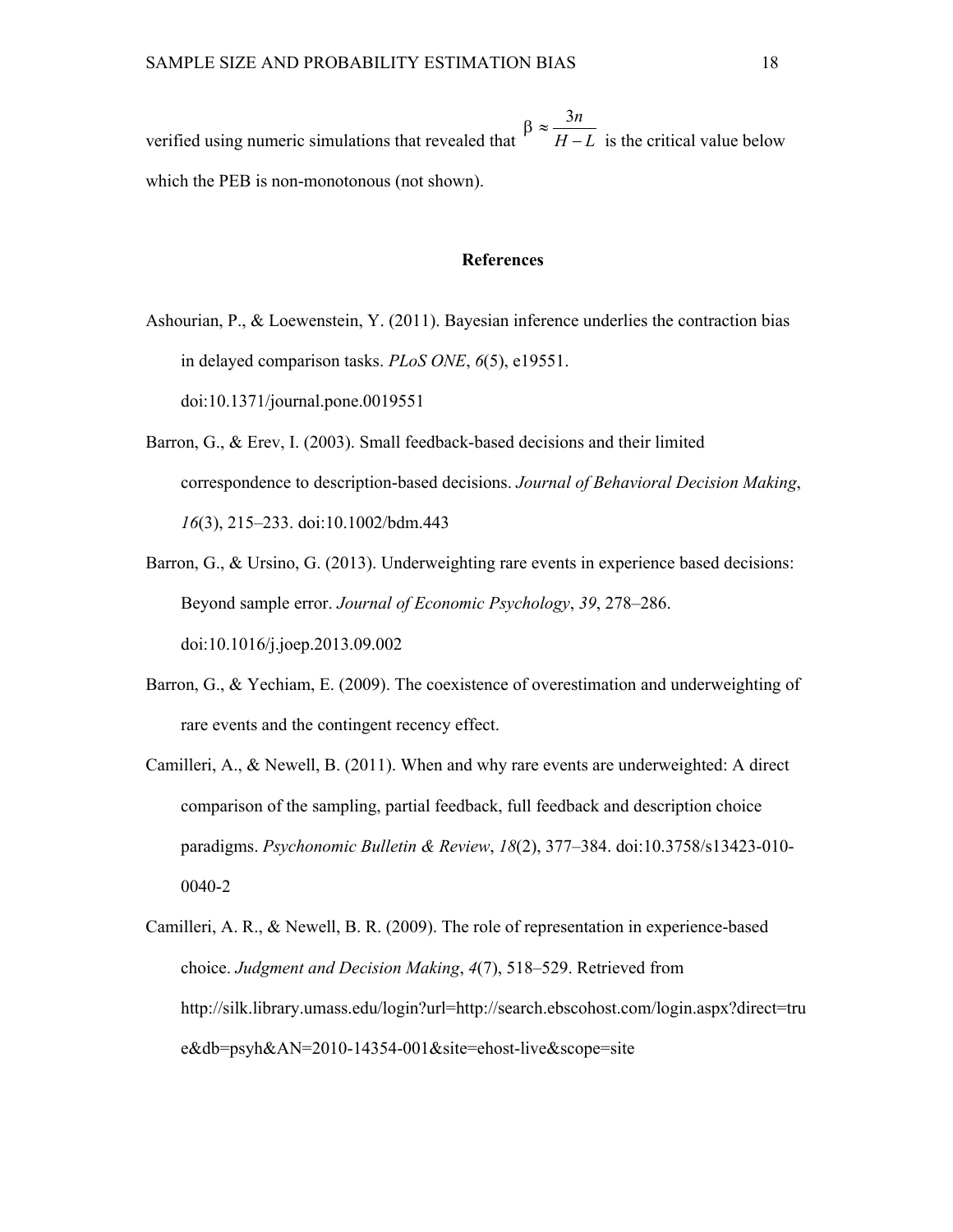verified using numeric simulations that revealed that $\beta \approx \frac{3n}{H-L}$ is the critical value below which the PEB is non-monotonous (not shown).

## References

Ashourian, P., & Loewenstein, Y. (2011). Bayesian inference underlies the contraction bias in delayed comparison tasks. *PLoS ONE*, *6*(5), e19551. doi:10.1371/journal.pone.0019551

Barron, G., & Erev, I. (2003). Small feedback-based decisions and their limited correspondence to description-based decisions. *Journal of Behavioral Decision Making*, *16*(3), 215–233. doi:10.1002/bdm.443

Barron, G., & Ursino, G. (2013). Underweighting rare events in experience based decisions: Beyond sample error. *Journal of Economic Psychology*, *39*, 278–286. doi:10.1016/j.joep.2013.09.002

Barron, G., & Yechiam, E. (2009). The coexistence of overestimation and underweighting of rare events and the contingent recency effect.

Camilleri, A., & Newell, B. (2011). When and why rare events are underweighted: A direct comparison of the sampling, partial feedback, full feedback and description choice paradigms. *Psychonomic Bulletin & Review*, *18*(2), 377–384. doi:10.3758/s13423-010-0040-2

Camilleri, A. R., & Newell, B. R. (2009). The role of representation in experience-based choice. *Judgment and Decision Making*, *4*(7), 518–529. Retrieved from http://silk.library.umass.edu/login?url=http://search.ebscohost.com/login.aspx?direct=true&db=psyh&AN=2010-14354-001&site=ehost-live&scope=site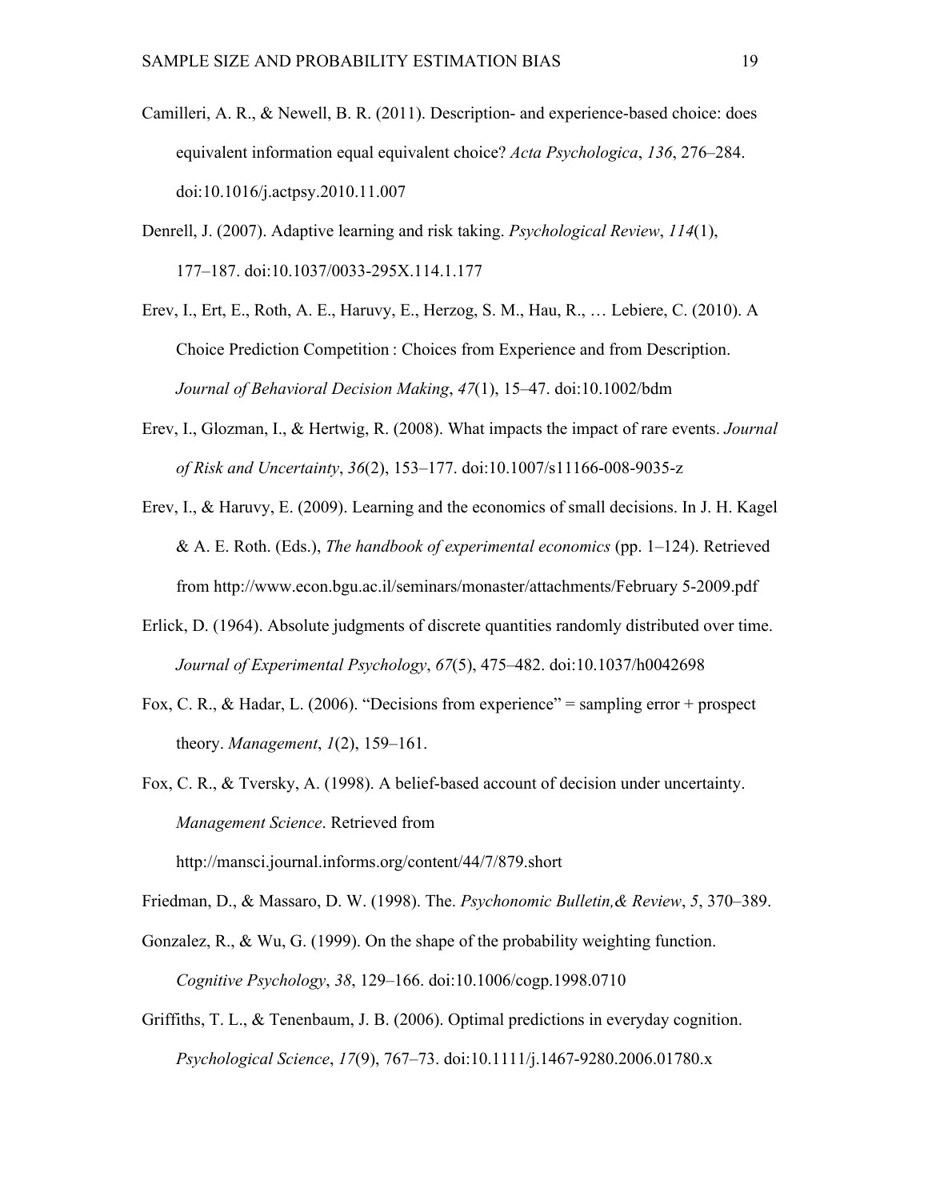Camilleri, A. R., & Newell, B. R. (2011). Description- and experience-based choice: does equivalent information equal equivalent choice? *Acta Psychologica*, *136*, 276–284. doi:10.1016/j.actpsy.2010.11.007

Denrell, J. (2007). Adaptive learning and risk taking. *Psychological Review*, *114*(1), 177–187. doi:10.1037/0033-295X.114.1.177

Erev, I., Ert, E., Roth, A. E., Haruvy, E., Herzog, S. M., Hau, R., … Lebiere, C. (2010). A Choice Prediction Competition : Choices from Experience and from Description. *Journal of Behavioral Decision Making*, *47*(1), 15–47. doi:10.1002/bdm

Erev, I., Glozman, I., & Hertwig, R. (2008). What impacts the impact of rare events. *Journal of Risk and Uncertainty*, *36*(2), 153–177. doi:10.1007/s11166-008-9035-z

Erev, I., & Haruvy, E. (2009). Learning and the economics of small decisions. In J. H. Kagel & A. E. Roth. (Eds.), *The handbook of experimental economics* (pp. 1–124). Retrieved from http://www.econ.bgu.ac.il/seminars/monaster/attachments/February 5-2009.pdf

Erlick, D. (1964). Absolute judgments of discrete quantities randomly distributed over time. *Journal of Experimental Psychology*, *67*(5), 475–482. doi:10.1037/h0042698

Fox, C. R., & Hadar, L. (2006). "Decisions from experience" = sampling error + prospect theory. *Management*, *1*(2), 159–161.

Fox, C. R., & Tversky, A. (1998). A belief-based account of decision under uncertainty. *Management Science*. Retrieved from http://mansci.journal.informs.org/content/44/7/879.short

Friedman, D., & Massaro, D. W. (1998). The. *Psychonomic Bulletin,& Review*, *5*, 370–389.

Gonzalez, R., & Wu, G. (1999). On the shape of the probability weighting function. *Cognitive Psychology*, *38*, 129–166. doi:10.1006/cogp.1998.0710

Griffiths, T. L., & Tenenbaum, J. B. (2006). Optimal predictions in everyday cognition. *Psychological Science*, *17*(9), 767–73. doi:10.1111/j.1467-9280.2006.01780.x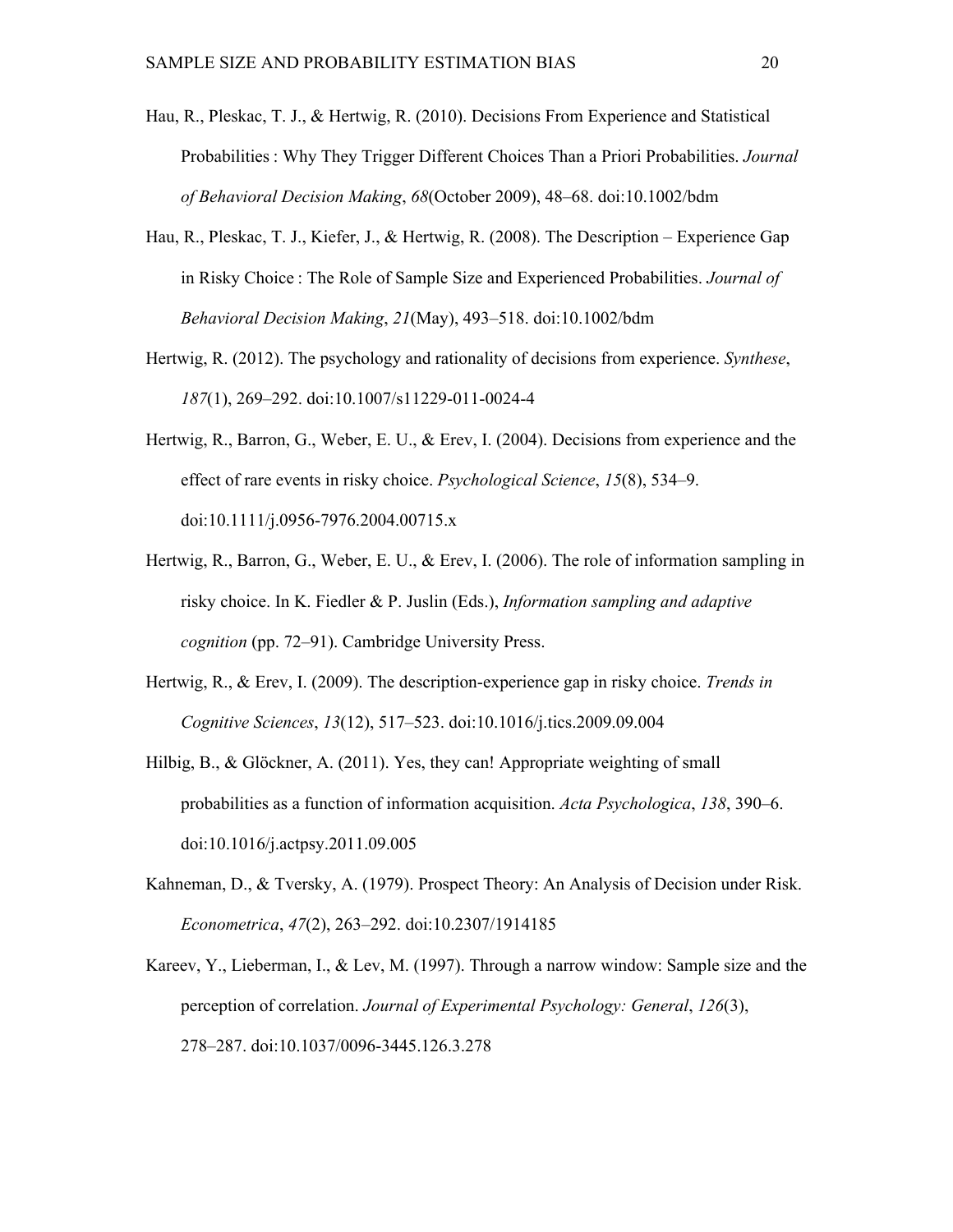Hau, R., Pleskac, T. J., & Hertwig, R. (2010). Decisions From Experience and Statistical Probabilities : Why They Trigger Different Choices Than a Priori Probabilities. *Journal of Behavioral Decision Making*, *68*(October 2009), 48–68. doi:10.1002/bdm

Hau, R., Pleskac, T. J., Kiefer, J., & Hertwig, R. (2008). The Description – Experience Gap in Risky Choice : The Role of Sample Size and Experienced Probabilities. *Journal of Behavioral Decision Making*, *21*(May), 493–518. doi:10.1002/bdm

Hertwig, R. (2012). The psychology and rationality of decisions from experience. *Synthese*, *187*(1), 269–292. doi:10.1007/s11229-011-0024-4

Hertwig, R., Barron, G., Weber, E. U., & Erev, I. (2004). Decisions from experience and the effect of rare events in risky choice. *Psychological Science*, *15*(8), 534–9. doi:10.1111/j.0956-7976.2004.00715.x

Hertwig, R., Barron, G., Weber, E. U., & Erev, I. (2006). The role of information sampling in risky choice. In K. Fiedler & P. Juslin (Eds.), *Information sampling and adaptive cognition* (pp. 72–91). Cambridge University Press.

Hertwig, R., & Erev, I. (2009). The description-experience gap in risky choice. *Trends in Cognitive Sciences*, *13*(12), 517–523. doi:10.1016/j.tics.2009.09.004

Hilbig, B., & Glöckner, A. (2011). Yes, they can! Appropriate weighting of small probabilities as a function of information acquisition. *Acta Psychologica*, *138*, 390–6. doi:10.1016/j.actpsy.2011.09.005

Kahneman, D., & Tversky, A. (1979). Prospect Theory: An Analysis of Decision under Risk. *Econometrica*, *47*(2), 263–292. doi:10.2307/1914185

Kareev, Y., Lieberman, I., & Lev, M. (1997). Through a narrow window: Sample size and the perception of correlation. *Journal of Experimental Psychology: General*, *126*(3), 278–287. doi:10.1037/0096-3445.126.3.278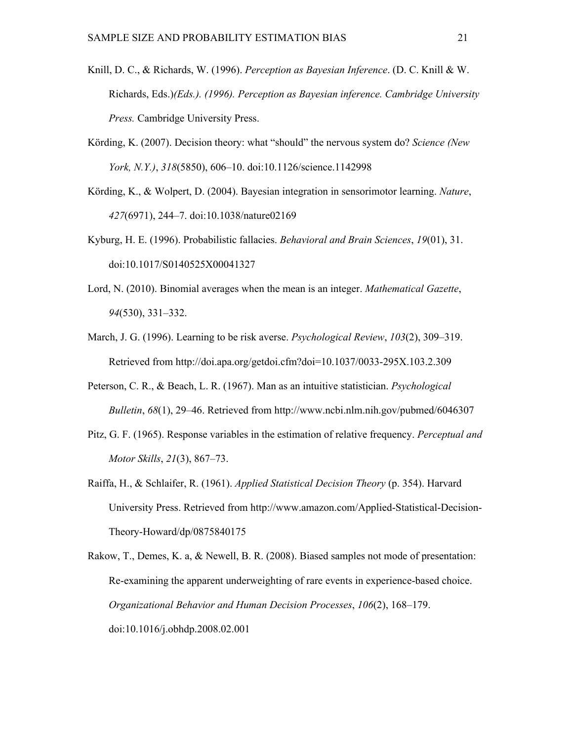Knill, D. C., & Richards, W. (1996). *Perception as Bayesian Inference*. (D. C. Knill & W. Richards, Eds.)*(Eds.). (1996). Perception as Bayesian inference. Cambridge University Press.* Cambridge University Press.

Körding, K. (2007). Decision theory: what "should" the nervous system do? *Science (New York, N.Y.)*, *318*(5850), 606–10. doi:10.1126/science.1142998

Körding, K., & Wolpert, D. (2004). Bayesian integration in sensorimotor learning. *Nature*, *427*(6971), 244–7. doi:10.1038/nature02169

Kyburg, H. E. (1996). Probabilistic fallacies. *Behavioral and Brain Sciences*, *19*(01), 31. doi:10.1017/S0140525X00041327

Lord, N. (2010). Binomial averages when the mean is an integer. *Mathematical Gazette*, *94*(530), 331–332.

March, J. G. (1996). Learning to be risk averse. *Psychological Review*, *103*(2), 309–319. Retrieved from http://doi.apa.org/getdoi.cfm?doi=10.1037/0033-295X.103.2.309

Peterson, C. R., & Beach, L. R. (1967). Man as an intuitive statistician. *Psychological Bulletin*, *68*(1), 29–46. Retrieved from http://www.ncbi.nlm.nih.gov/pubmed/6046307

Pitz, G. F. (1965). Response variables in the estimation of relative frequency. *Perceptual and Motor Skills*, *21*(3), 867–73.

Raiffa, H., & Schlaifer, R. (1961). *Applied Statistical Decision Theory* (p. 354). Harvard University Press. Retrieved from http://www.amazon.com/Applied-Statistical-Decision-Theory-Howard/dp/0875840175

Rakow, T., Demes, K. a, & Newell, B. R. (2008). Biased samples not mode of presentation: Re-examining the apparent underweighting of rare events in experience-based choice. *Organizational Behavior and Human Decision Processes*, *106*(2), 168–179. doi:10.1016/j.obhdp.2008.02.001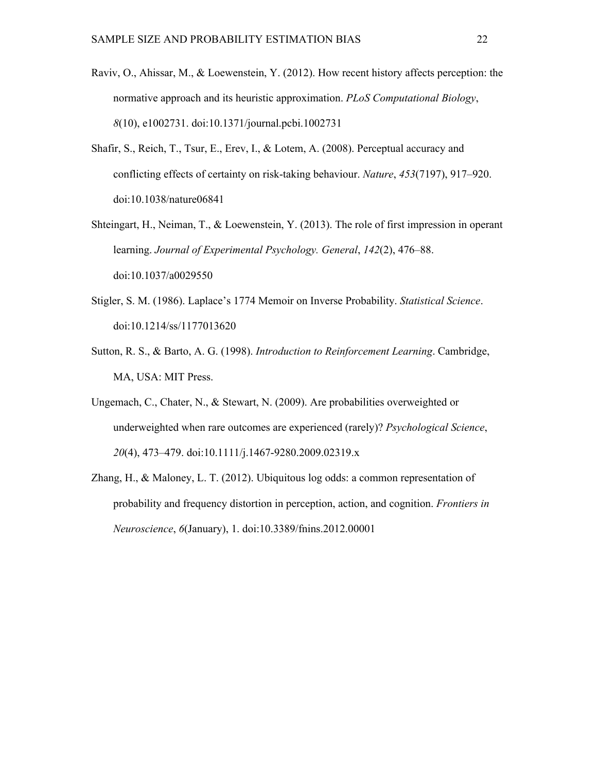Raviv, O., Ahissar, M., & Loewenstein, Y. (2012). How recent history affects perception: the normative approach and its heuristic approximation. *PLoS Computational Biology*, *8*(10), e1002731. doi:10.1371/journal.pcbi.1002731

Shafir, S., Reich, T., Tsur, E., Erev, I., & Lotem, A. (2008). Perceptual accuracy and conflicting effects of certainty on risk-taking behaviour. *Nature*, *453*(7197), 917–920. doi:10.1038/nature06841

Shteingart, H., Neiman, T., & Loewenstein, Y. (2013). The role of first impression in operant learning. *Journal of Experimental Psychology. General*, *142*(2), 476–88. doi:10.1037/a0029550

Stigler, S. M. (1986). Laplace's 1774 Memoir on Inverse Probability. *Statistical Science*. doi:10.1214/ss/1177013620

Sutton, R. S., & Barto, A. G. (1998). *Introduction to Reinforcement Learning*. Cambridge, MA, USA: MIT Press.

Ungemach, C., Chater, N., & Stewart, N. (2009). Are probabilities overweighted or underweighted when rare outcomes are experienced (rarely)? *Psychological Science*, *20*(4), 473–479. doi:10.1111/j.1467-9280.2009.02319.x

Zhang, H., & Maloney, L. T. (2012). Ubiquitous log odds: a common representation of probability and frequency distortion in perception, action, and cognition. *Frontiers in Neuroscience*, *6*(January), 1. doi:10.3389/fnins.2012.00001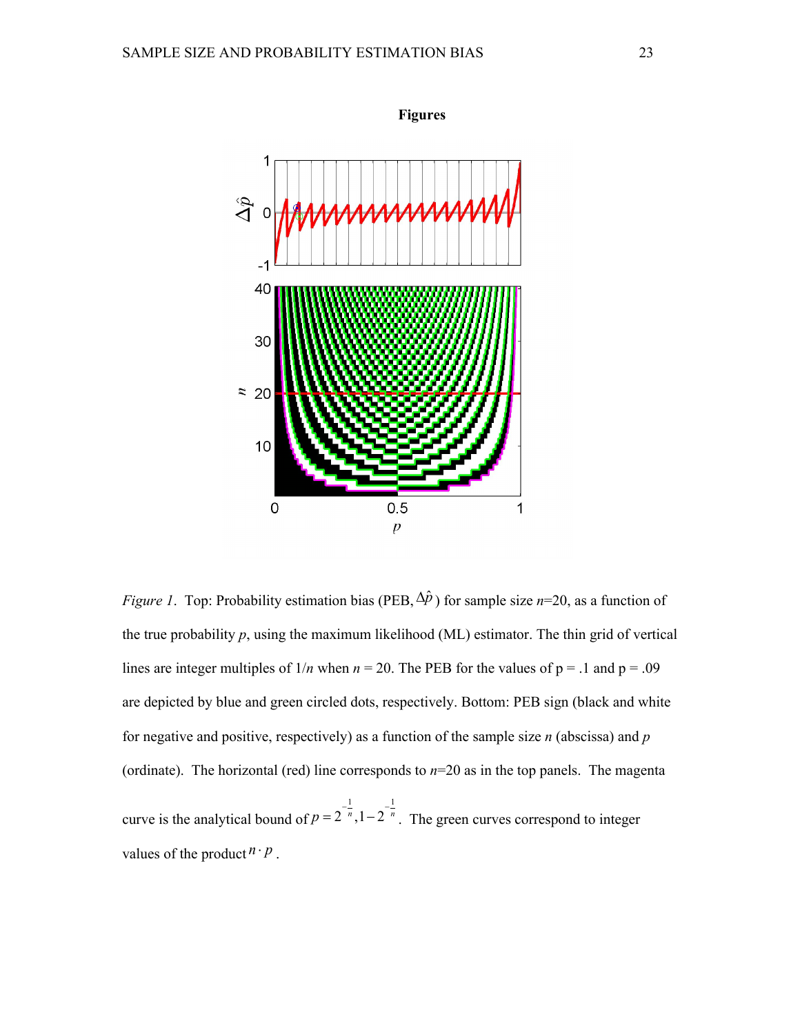# Figures

*Figure 1*. Top: Probability estimation bias (PEB, $\Delta\hat{p}$) for sample size $n$=20, as a function of the true probability $p$, using the maximum likelihood (ML) estimator. The thin grid of vertical lines are integer multiples of $1/n$ when $n$ = 20. The PEB for the values of p = .1 and p = .09 are depicted by blue and green circled dots, respectively. Bottom: PEB sign (black and white for negative and positive, respectively) as a function of the sample size $n$ (abscissa) and $p$ (ordinate). The horizontal (red) line corresponds to $n$=20 as in the top panels. The magenta curve is the analytical bound of $p = 2^{-\frac{1}{n}}, 1-2^{-\frac{1}{n}}$. The green curves correspond to integer values of the product $n \cdot p$.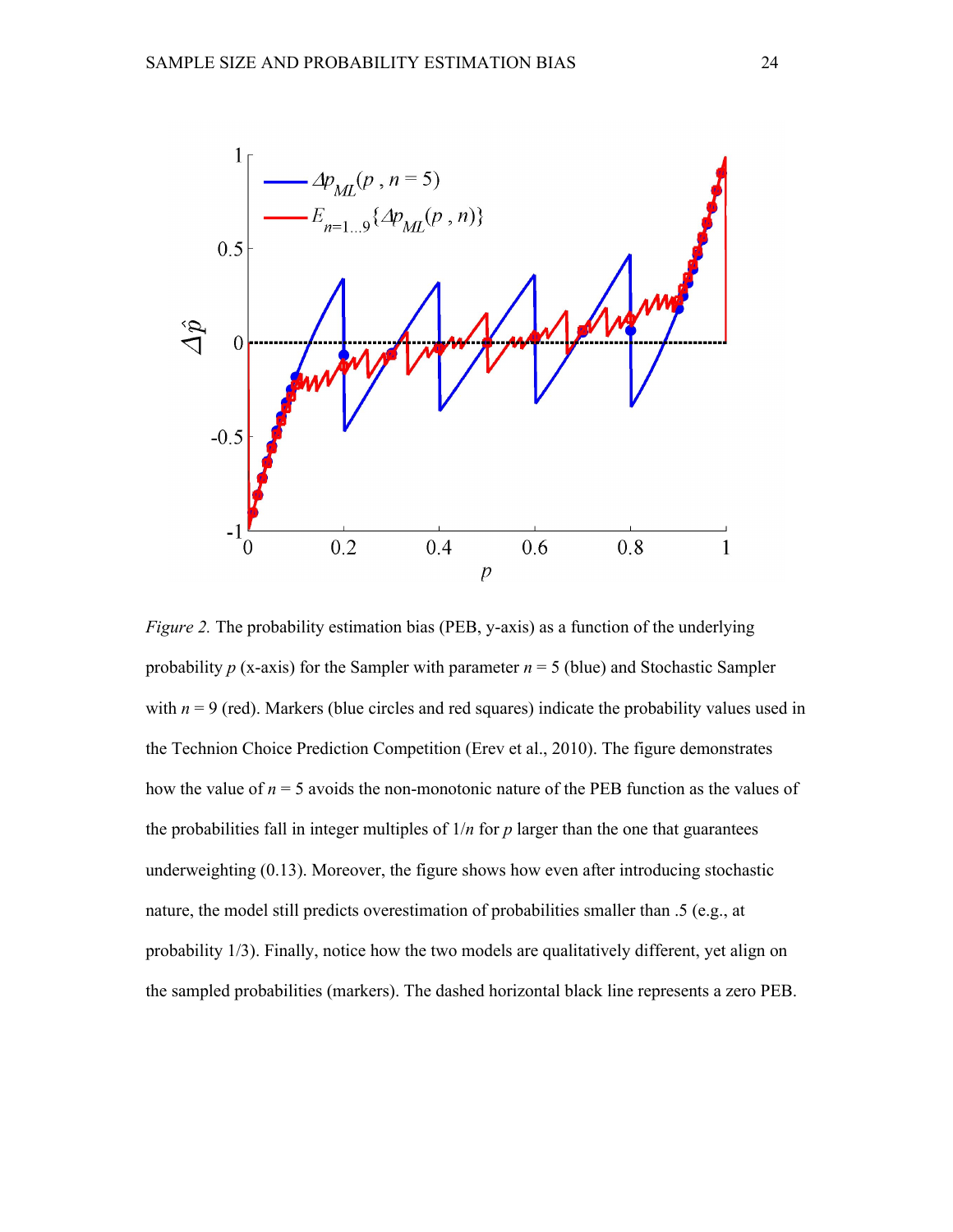*Figure 2.* The probability estimation bias (PEB, y-axis) as a function of the underlying probability $p$ (x-axis) for the Sampler with parameter $n = 5$ (blue) and Stochastic Sampler with $n = 9$ (red). Markers (blue circles and red squares) indicate the probability values used in the Technion Choice Prediction Competition (Erev et al., 2010). The figure demonstrates how the value of $n = 5$ avoids the non-monotonic nature of the PEB function as the values of the probabilities fall in integer multiples of $1/n$ for $p$ larger than the one that guarantees underweighting (0.13). Moreover, the figure shows how even after introducing stochastic nature, the model still predicts overestimation of probabilities smaller than .5 (e.g., at probability 1/3). Finally, notice how the two models are qualitatively different, yet align on the sampled probabilities (markers). The dashed horizontal black line represents a zero PEB.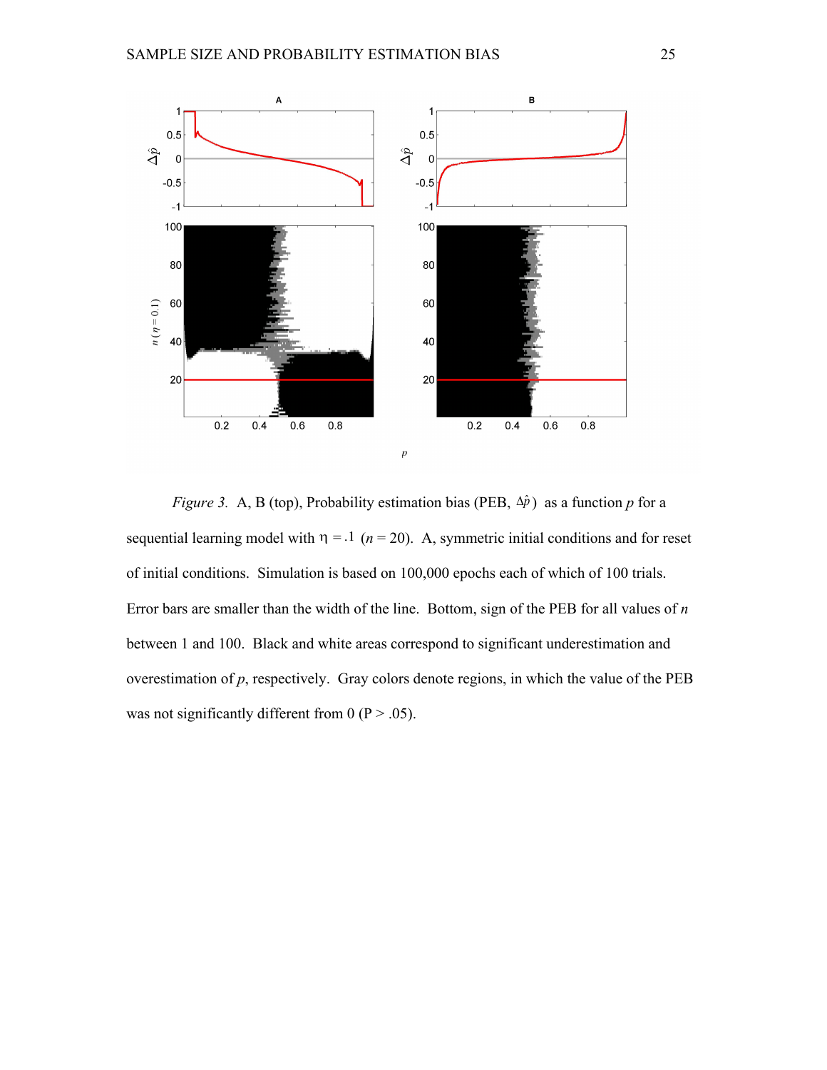A

B

1

0.5

0

-0.5

-1

$\Delta\hat{p}$

100

80

60

40

20

$n$ ($\eta = 0.1$)

0.2 0.4 0.6 0.8

0.2 0.4 0.6 0.8

$p$

*Figure 3.* A, B (top), Probability estimation bias (PEB, $\Delta\hat{p}$) as a function $p$ for a sequential learning model with $\eta = .1$ ($n = 20$). A, symmetric initial conditions and for reset of initial conditions. Simulation is based on 100,000 epochs each of which of 100 trials. Error bars are smaller than the width of the line. Bottom, sign of the PEB for all values of $n$ between 1 and 100. Black and white areas correspond to significant underestimation and overestimation of $p$, respectively. Gray colors denote regions, in which the value of the PEB was not significantly different from 0 (P > .05).